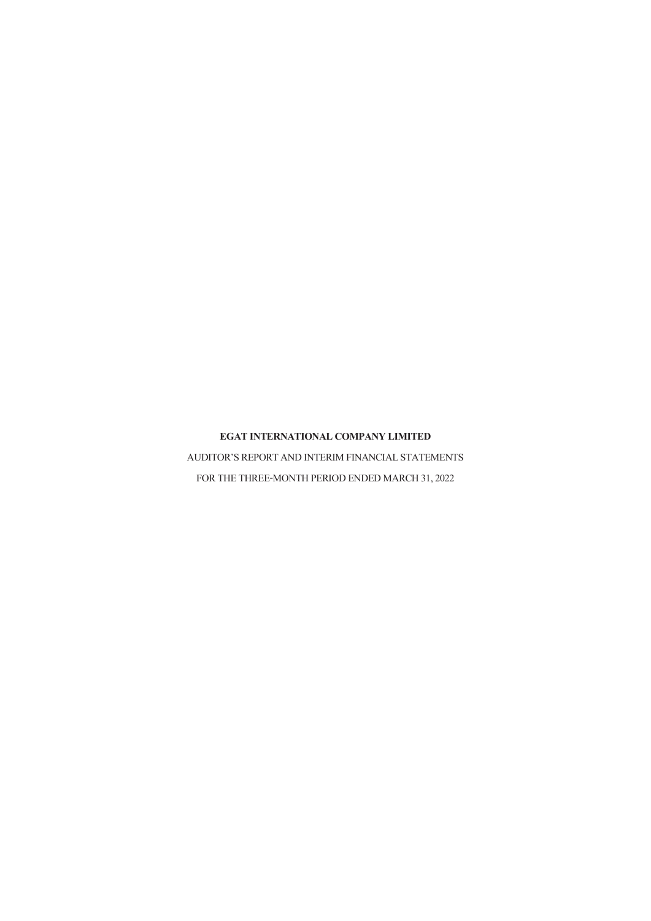**EGAT INTERNATIONAL COMPANY LIMITED**

AUDITOR'S REPORT AND INTERIM FINANCIAL STATEMENTS

FOR THE THREE-MONTH PERIOD ENDED MARCH 31, 2022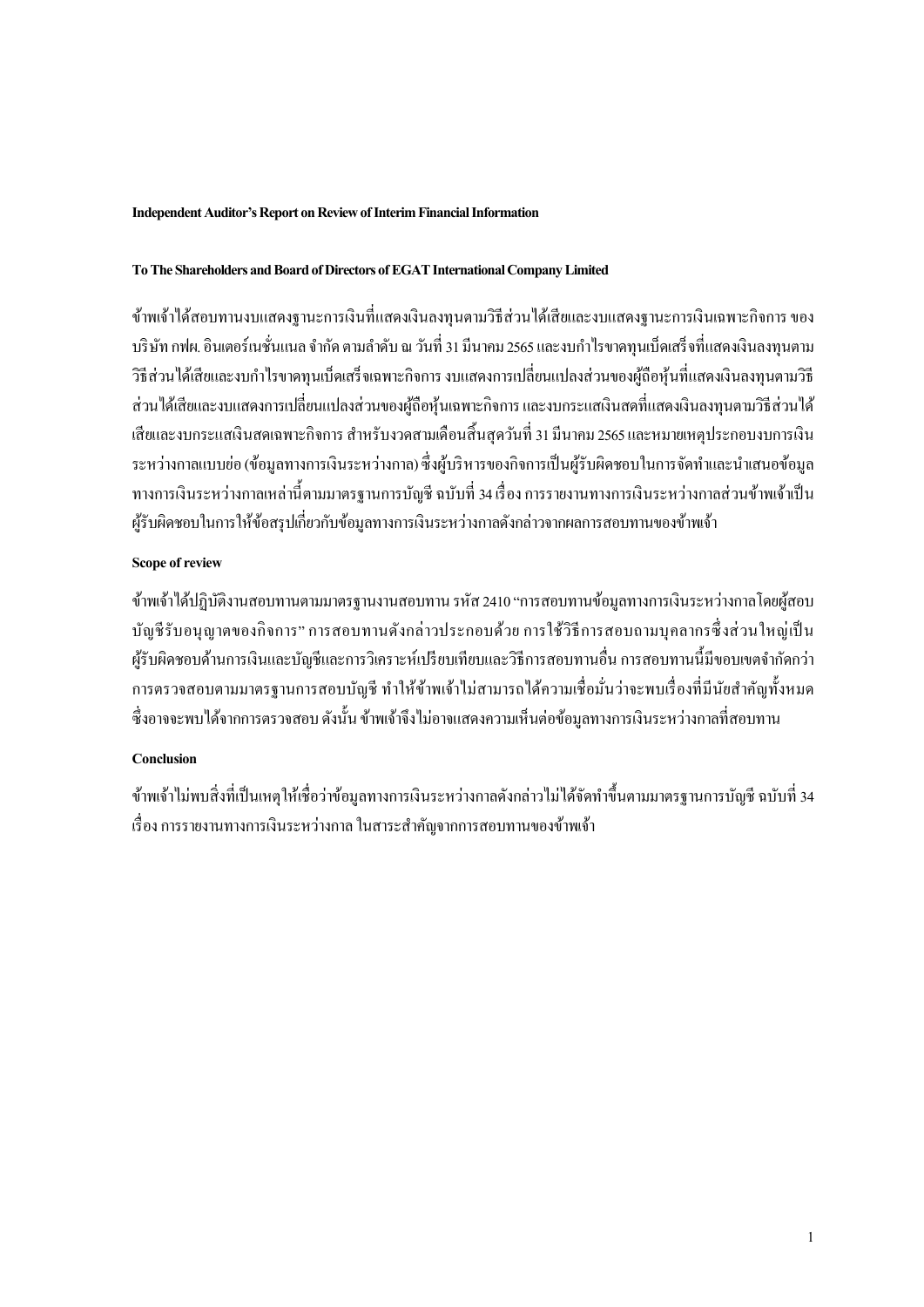**Independent Auditor's Report on Review of Interim Financial Information**

**To The Shareholders and Board of Directors of EGAT International Company Limited**

ข้าพเจ้าได้สอบทานงบแสดงฐานะการเงินที่แสดงเงินลงทุนตามวิธีส่วนได้เสียและงบแสดงฐานะการเงินเฉพาะกิจการ ของบริษัท กฟผ. อินเตอร์เนชั่นแนล จำกัด ตามลำดับ ณ วันที่ 31 มีนาคม 2565 และงบกำไรขาดทุนเบ็ดเสร็จที่แสดงเงินลงทุนตามวิธีส่วนได้เสียและงบกำไรขาดทุนเบ็ดเสร็จเฉพาะกิจการ งบแสดงการเปลี่ยนแปลงส่วนของผู้ถือหุ้นที่แสดงเงินลงทุนตามวิธีส่วนได้เสียและงบแสดงการเปลี่ยนแปลงส่วนของผู้ถือหุ้นเฉพาะกิจการ และงบกระแสเงินสดที่แสดงเงินลงทุนตามวิธีส่วนได้เสียและงบกระแสเงินสดเฉพาะกิจการ สำหรับงวดสามเดือนสิ้นสุดวันที่ 31 มีนาคม 2565 และหมายเหตุประกอบงบการเงินระหว่างกาลแบบย่อ (ข้อมูลทางการเงินระหว่างกาล) ซึ่งผู้บริหารของกิจการเป็นผู้รับผิดชอบในการจัดทำและนำเสนอข้อมูลทางการเงินระหว่างกาลเหล่านี้ตามมาตรฐานการบัญชี ฉบับที่ 34 เรื่อง การรายงานทางการเงินระหว่างกาลส่วนข้าพเจ้าเป็นผู้รับผิดชอบในการให้ข้อสรุปเกี่ยวกับข้อมูลทางการเงินระหว่างกาลดังกล่าวจากผลการสอบทานของข้าพเจ้า

**Scope of review**

ข้าพเจ้าได้ปฏิบัติงานสอบทานตามมาตรฐานงานสอบทาน รหัส 2410 "การสอบทานข้อมูลทางการเงินระหว่างกาลโดยผู้สอบบัญชีรับอนุญาตของกิจการ" การสอบทานดังกล่าวประกอบด้วย การใช้วิธีการสอบถามบุคลากรซึ่งส่วนใหญ่เป็นผู้รับผิดชอบด้านการเงินและบัญชีและการวิเคราะห์เปรียบเทียบและวิธีการสอบทานอื่น การสอบทานนี้มีขอบเขตจำกัดกว่าการตรวจสอบตามมาตรฐานการสอบบัญชี ทำให้ข้าพเจ้าไม่สามารถได้ความเชื่อมั่นว่าจะพบเรื่องที่มีนัยสำคัญทั้งหมดซึ่งอาจจะพบได้จากการตรวจสอบ ดังนั้น ข้าพเจ้าจึงไม่อาจแสดงความเห็นต่อข้อมูลทางการเงินระหว่างกาลที่สอบทาน

**Conclusion**

ข้าพเจ้าไม่พบสิ่งที่เป็นเหตุให้เชื่อว่าข้อมูลทางการเงินระหว่างกาลดังกล่าวไม่ได้จัดทำขึ้นตามมาตรฐานการบัญชี ฉบับที่ 34 เรื่อง การรายงานทางการเงินระหว่างกาล ในสาระสำคัญจากการสอบทานของข้าพเจ้า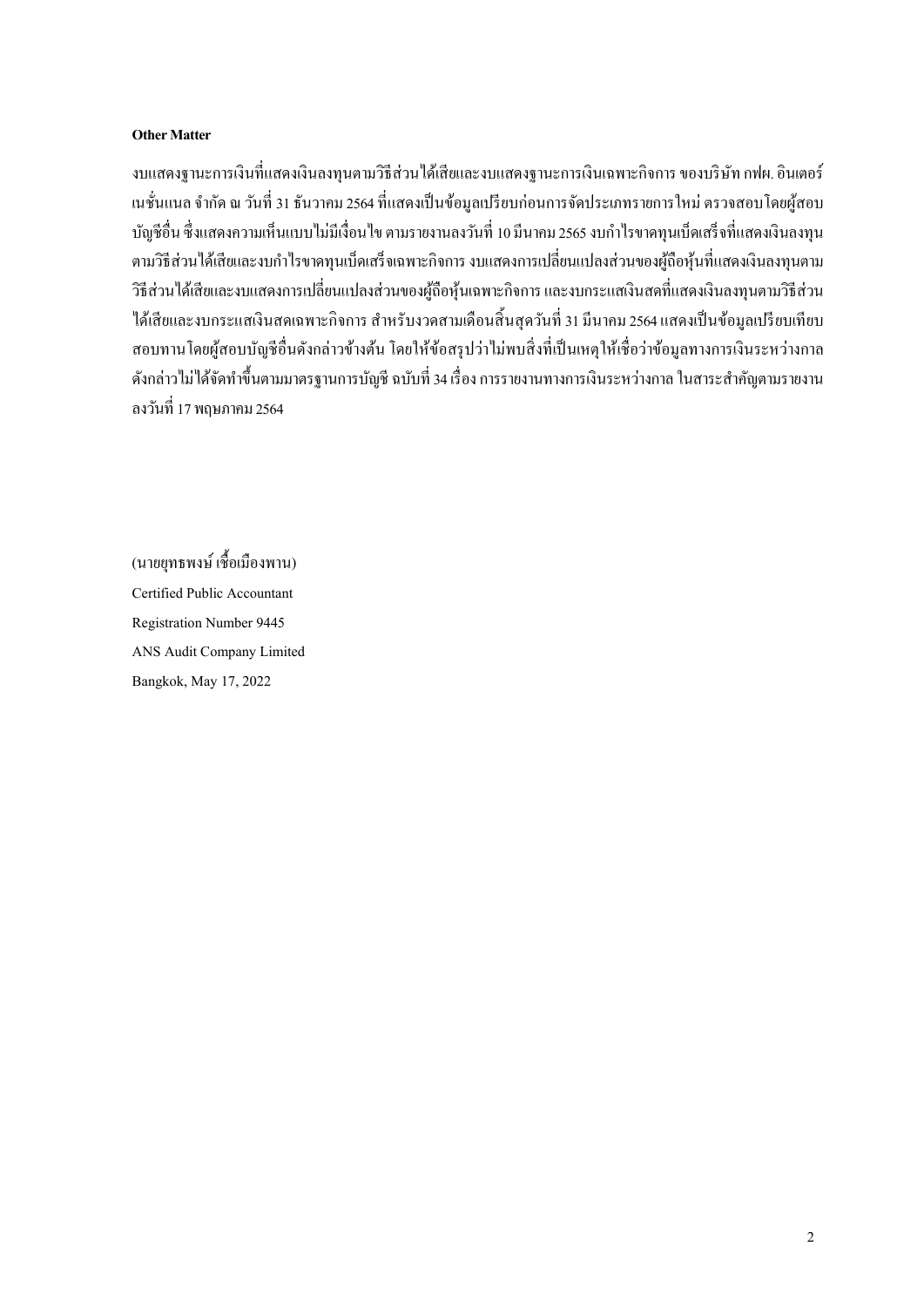**Other Matter**

งบแสดงฐานะการเงินที่แสดงเงินลงทุนตามวิธีส่วนได้เสียและงบแสดงฐานะการเงินเฉพาะกิจการ ของบริษัท กฟผ. อินเตอร์เนชั่นแนล จำกัด ณ วันที่ 31 ธันวาคม 2564 ที่แสดงเป็นข้อมูลเปรียบก่อนการจัดประเภทรายการใหม่ ตรวจสอบโดยผู้สอบบัญชีอื่น ซึ่งแสดงความเห็นแบบไม่มีเงื่อนไข ตามรายงานลงวันที่ 10 มีนาคม 2565 งบกำไรขาดทุนเบ็ดเสร็จที่แสดงเงินลงทุนตามวิธีส่วนได้เสียและงบกำไรขาดทุนเบ็ดเสร็จเฉพาะกิจการ งบแสดงการเปลี่ยนแปลงส่วนของผู้ถือหุ้นที่แสดงเงินลงทุนตามวิธีส่วนได้เสียและงบแสดงการเปลี่ยนแปลงส่วนของผู้ถือหุ้นเฉพาะกิจการ และงบกระแสเงินสดที่แสดงเงินลงทุนตามวิธีส่วนได้เสียและงบกระแสเงินสดเฉพาะกิจการ สำหรับงวดสามเดือนสิ้นสุดวันที่ 31 มีนาคม 2564 แสดงเป็นข้อมูลเปรียบเทียบสอบทานโดยผู้สอบบัญชีอื่นดังกล่าวข้างต้น โดยให้ข้อสรุปว่าไม่พบสิ่งที่เป็นเหตุให้เชื่อว่าข้อมูลทางการเงินระหว่างกาลดังกล่าวไม่ได้จัดทำขึ้นตามมาตรฐานการบัญชี ฉบับที่ 34 เรื่อง การรายงานทางการเงินระหว่างกาล ในสาระสำคัญตามรายงานลงวันที่ 17 พฤษภาคม 2564

(นายยุทธพงษ์ เชื้อเมืองพาน)
Certified Public Accountant
Registration Number 9445
ANS Audit Company Limited
Bangkok, May 17, 2022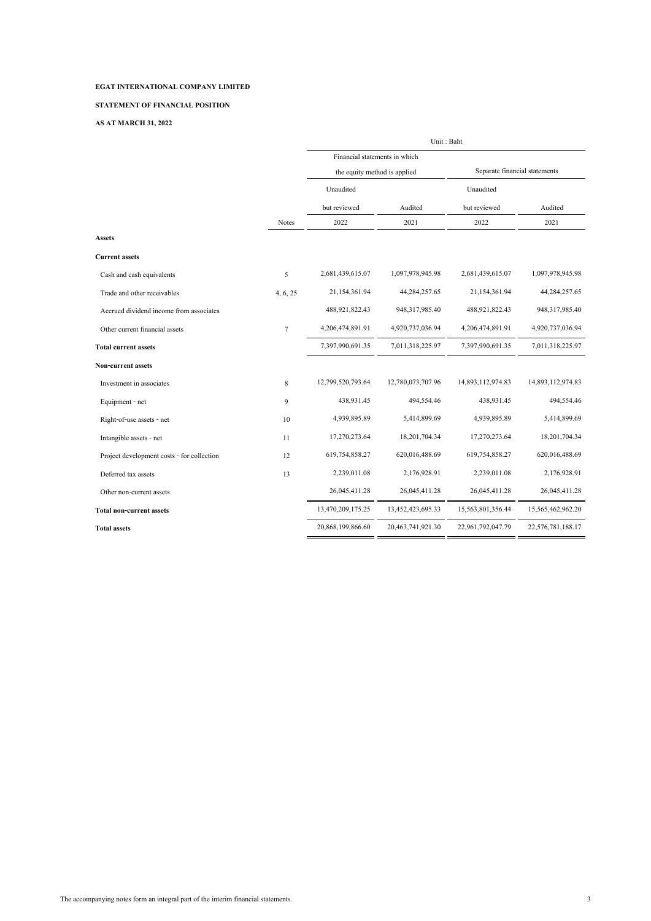**EGAT INTERNATIONAL COMPANY LIMITED**

**STATEMENT OF FINANCIAL POSITION**

**AS AT MARCH 31, 2022**

| | | Unit : Baht | | | |
|---|---|---|---|---|---|
| | | Financial statements in which the equity method is applied | | Separate financial statements | |
| | | Unaudited but reviewed | Audited | Unaudited but reviewed | Audited |
| | Notes | 2022 | 2021 | 2022 | 2021 |
| **Assets** | | | | | |
| **Current assets** | | | | | |
| Cash and cash equivalents | 5 | 2,681,439,615.07 | 1,097,978,945.98 | 2,681,439,615.07 | 1,097,978,945.98 |
| Trade and other receivables | 4, 6, 25 | 21,154,361.94 | 44,284,257.65 | 21,154,361.94 | 44,284,257.65 |
| Accrued dividend income from associates | | 488,921,822.43 | 948,317,985.40 | 488,921,822.43 | 948,317,985.40 |
| Other current financial assets | 7 | 4,206,474,891.91 | 4,920,737,036.94 | 4,206,474,891.91 | 4,920,737,036.94 |
| **Total current assets** | | 7,397,990,691.35 | 7,011,318,225.97 | 7,397,990,691.35 | 7,011,318,225.97 |
| **Non-current assets** | | | | | |
| Investment in associates | 8 | 12,799,520,793.64 | 12,780,073,707.96 | 14,893,112,974.83 | 14,893,112,974.83 |
| Equipment - net | 9 | 438,931.45 | 494,554.46 | 438,931.45 | 494,554.46 |
| Right-of-use assets - net | 10 | 4,939,895.89 | 5,414,899.69 | 4,939,895.89 | 5,414,899.69 |
| Intangible assets - net | 11 | 17,270,273.64 | 18,201,704.34 | 17,270,273.64 | 18,201,704.34 |
| Project development costs - for collection | 12 | 619,754,858.27 | 620,016,488.69 | 619,754,858.27 | 620,016,488.69 |
| Deferred tax assets | 13 | 2,239,011.08 | 2,176,928.91 | 2,239,011.08 | 2,176,928.91 |
| Other non-current assets | | 26,045,411.28 | 26,045,411.28 | 26,045,411.28 | 26,045,411.28 |
| **Total non-current assets** | | 13,470,209,175.25 | 13,452,423,695.33 | 15,563,801,356.44 | 15,565,462,962.20 |
| **Total assets** | | 20,868,199,866.60 | 20,463,741,921.30 | 22,961,792,047.79 | 22,576,781,188.17 |

The accompanying notes form an integral part of the interim financial statements.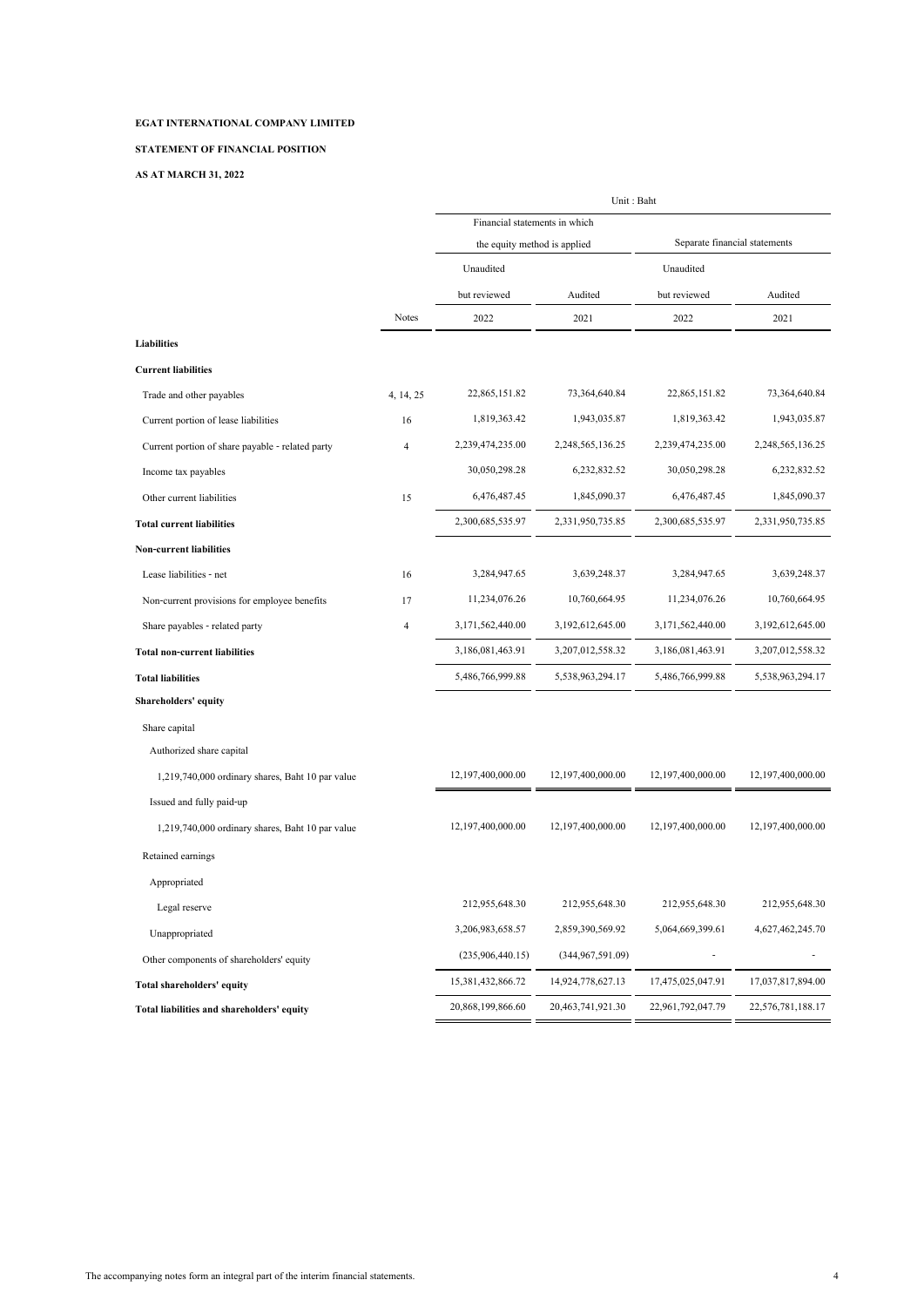**EGAT INTERNATIONAL COMPANY LIMITED**

**STATEMENT OF FINANCIAL POSITION**

**AS AT MARCH 31, 2022**

| | | Unit : Baht | | | |
|---|---|---|---|---|---|
| | | Financial statements in which the equity method is applied | | Separate financial statements | |
| | | Unaudited but reviewed | Audited | Unaudited but reviewed | Audited |
| | Notes | 2022 | 2021 | 2022 | 2021 |
| **Liabilities** | | | | | |
| **Current liabilities** | | | | | |
| Trade and other payables | 4, 14, 25 | 22,865,151.82 | 73,364,640.84 | 22,865,151.82 | 73,364,640.84 |
| Current portion of lease liabilities | 16 | 1,819,363.42 | 1,943,035.87 | 1,819,363.42 | 1,943,035.87 |
| Current portion of share payable - related party | 4 | 2,239,474,235.00 | 2,248,565,136.25 | 2,239,474,235.00 | 2,248,565,136.25 |
| Income tax payables | | 30,050,298.28 | 6,232,832.52 | 30,050,298.28 | 6,232,832.52 |
| Other current liabilities | 15 | 6,476,487.45 | 1,845,090.37 | 6,476,487.45 | 1,845,090.37 |
| **Total current liabilities** | | 2,300,685,535.97 | 2,331,950,735.85 | 2,300,685,535.97 | 2,331,950,735.85 |
| **Non-current liabilities** | | | | | |
| Lease liabilities - net | 16 | 3,284,947.65 | 3,639,248.37 | 3,284,947.65 | 3,639,248.37 |
| Non-current provisions for employee benefits | 17 | 11,234,076.26 | 10,760,664.95 | 11,234,076.26 | 10,760,664.95 |
| Share payables - related party | 4 | 3,171,562,440.00 | 3,192,612,645.00 | 3,171,562,440.00 | 3,192,612,645.00 |
| **Total non-current liabilities** | | 3,186,081,463.91 | 3,207,012,558.32 | 3,186,081,463.91 | 3,207,012,558.32 |
| **Total liabilities** | | 5,486,766,999.88 | 5,538,963,294.17 | 5,486,766,999.88 | 5,538,963,294.17 |
| **Shareholders' equity** | | | | | |
| Share capital | | | | | |
| Authorized share capital | | | | | |
| 1,219,740,000 ordinary shares, Baht 10 par value | | 12,197,400,000.00 | 12,197,400,000.00 | 12,197,400,000.00 | 12,197,400,000.00 |
| Issued and fully paid-up | | | | | |
| 1,219,740,000 ordinary shares, Baht 10 par value | | 12,197,400,000.00 | 12,197,400,000.00 | 12,197,400,000.00 | 12,197,400,000.00 |
| Retained earnings | | | | | |
| Appropriated | | | | | |
| Legal reserve | | 212,955,648.30 | 212,955,648.30 | 212,955,648.30 | 212,955,648.30 |
| Unappropriated | | 3,206,983,658.57 | 2,859,390,569.92 | 5,064,669,399.61 | 4,627,462,245.70 |
| Other components of shareholders' equity | | (235,906,440.15) | (344,967,591.09) | - | - |
| **Total shareholders' equity** | | 15,381,432,866.72 | 14,924,778,627.13 | 17,475,025,047.91 | 17,037,817,894.00 |
| **Total liabilities and shareholders' equity** | | 20,868,199,866.60 | 20,463,741,921.30 | 22,961,792,047.79 | 22,576,781,188.17 |

The accompanying notes form an integral part of the interim financial statements.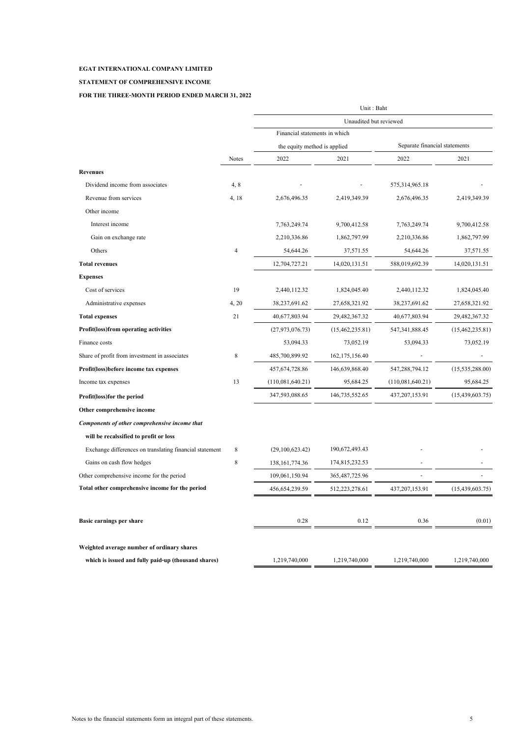**EGAT INTERNATIONAL COMPANY LIMITED**

**STATEMENT OF COMPREHENSIVE INCOME**

**FOR THE THREE-MONTH PERIOD ENDED MARCH 31, 2022**

| | | Unit : Baht | | | |
|---|---|---|---|---|---|
| | | Unaudited but reviewed | | | |
| | | Financial statements in which the equity method is applied | | Separate financial statements | |
| | Notes | 2022 | 2021 | 2022 | 2021 |
| **Revenues** | | | | | |
| Dividend income from associates | 4, 8 | - | - | 575,314,965.18 | - |
| Revenue from services | 4, 18 | 2,676,496.35 | 2,419,349.39 | 2,676,496.35 | 2,419,349.39 |
| Other income | | | | | |
| Interest income | | 7,763,249.74 | 9,700,412.58 | 7,763,249.74 | 9,700,412.58 |
| Gain on exchange rate | | 2,210,336.86 | 1,862,797.99 | 2,210,336.86 | 1,862,797.99 |
| Others | 4 | 54,644.26 | 37,571.55 | 54,644.26 | 37,571.55 |
| **Total revenues** | | 12,704,727.21 | 14,020,131.51 | 588,019,692.39 | 14,020,131.51 |
| **Expenses** | | | | | |
| Cost of services | 19 | 2,440,112.32 | 1,824,045.40 | 2,440,112.32 | 1,824,045.40 |
| Administrative expenses | 4, 20 | 38,237,691.62 | 27,658,321.92 | 38,237,691.62 | 27,658,321.92 |
| **Total expenses** | 21 | 40,677,803.94 | 29,482,367.32 | 40,677,803.94 | 29,482,367.32 |
| **Profit(loss)from operating activities** | | (27,973,076.73) | (15,462,235.81) | 547,341,888.45 | (15,462,235.81) |
| Finance costs | | 53,094.33 | 73,052.19 | 53,094.33 | 73,052.19 |
| Share of profit from investment in associates | 8 | 485,700,899.92 | 162,175,156.40 | - | - |
| **Profit(loss)before income tax expenses** | | 457,674,728.86 | 146,639,868.40 | 547,288,794.12 | (15,535,288.00) |
| Income tax expenses | 13 | (110,081,640.21) | 95,684.25 | (110,081,640.21) | 95,684.25 |
| **Profit(loss)for the period** | | 347,593,088.65 | 146,735,552.65 | 437,207,153.91 | (15,439,603.75) |
| **Other comprehensive income** | | | | | |
| ***Components of other comprehensive income that*** | | | | | |
| **will be recalssified to profit or loss** | | | | | |
| Exchange differences on translating financial statement | 8 | (29,100,623.42) | 190,672,493.43 | - | - |
| Gains on cash flow hedges | 8 | 138,161,774.36 | 174,815,232.53 | - | - |
| Other comprehensive income for the period | | 109,061,150.94 | 365,487,725.96 | - | - |
| **Total other comprehensive income for the period** | | 456,654,239.59 | 512,223,278.61 | 437,207,153.91 | (15,439,603.75) |
| **Basic earnings per share** | | 0.28 | 0.12 | 0.36 | (0.01) |
| **Weighted average number of ordinary shares which is issued and fully paid-up (thousand shares)** | | 1,219,740,000 | 1,219,740,000 | 1,219,740,000 | 1,219,740,000 |

Notes to the financial statements form an integral part of these statements.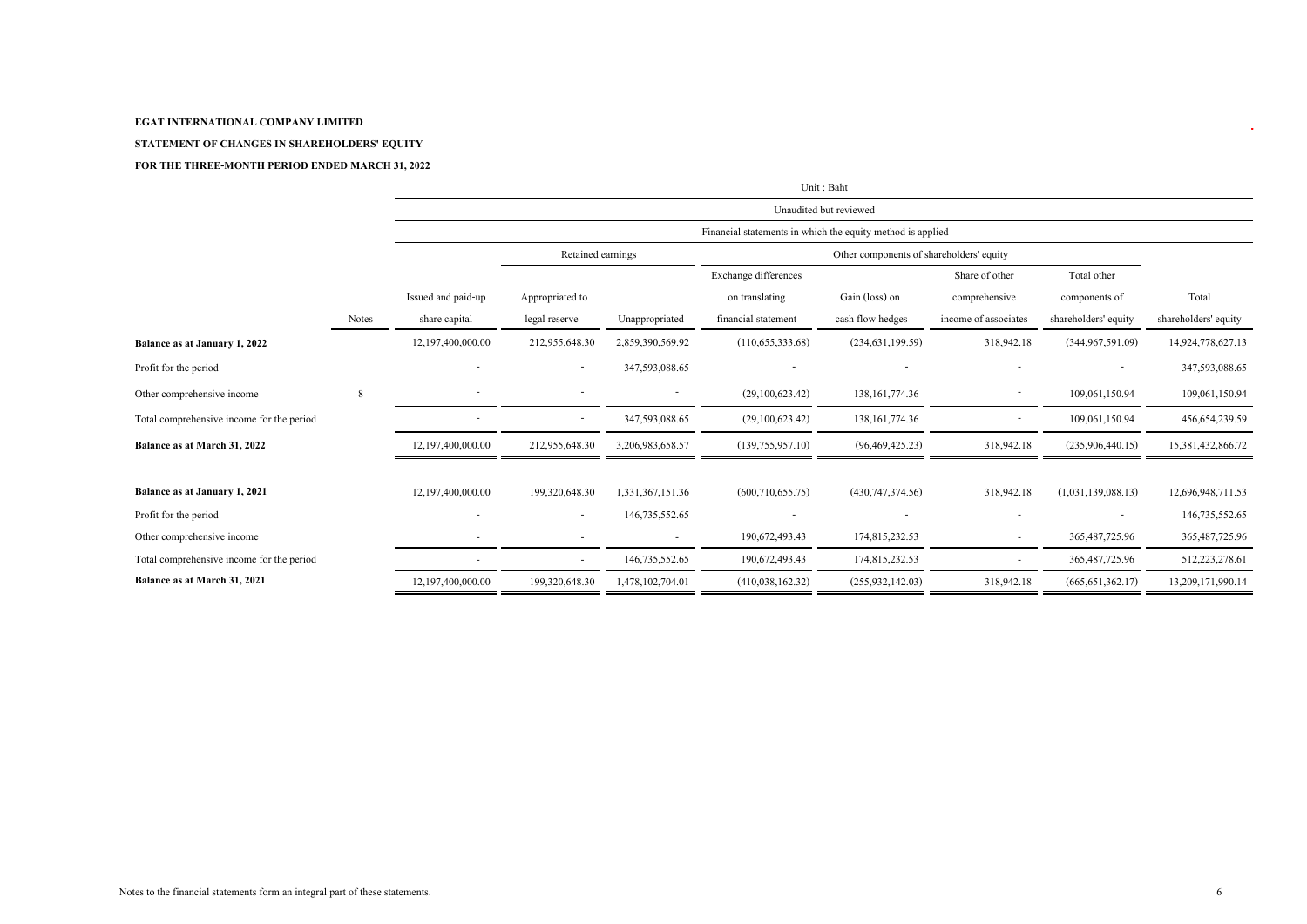**EGAT INTERNATIONAL COMPANY LIMITED**

**STATEMENT OF CHANGES IN SHAREHOLDERS' EQUITY**

**FOR THE THREE-MONTH PERIOD ENDED MARCH 31, 2022**

Unit : Baht

| | | Unaudited but reviewed | | | | | | | |
|---|---|---|---|---|---|---|---|---|---|
| | | Financial statements in which the equity method is applied | | | | | | | |
| | | | Retained earnings | | Other components of shareholders' equity | | | | |
| | Notes | Issued and paid-up share capital | Appropriated to legal reserve | Unappropriated | Exchange differences on translating financial statement | Gain (loss) on cash flow hedges | Share of other comprehensive income of associates | Total other components of shareholders' equity | Total shareholders' equity |
| **Balance as at January 1, 2022** | | 12,197,400,000.00 | 212,955,648.30 | 2,859,390,569.92 | (110,655,333.68) | (234,631,199.59) | 318,942.18 | (344,967,591.09) | 14,924,778,627.13 |
| Profit for the period | | - | - | 347,593,088.65 | - | - | - | - | 347,593,088.65 |
| Other comprehensive income | 8 | - | - | - | (29,100,623.42) | 138,161,774.36 | - | 109,061,150.94 | 109,061,150.94 |
| Total comprehensive income for the period | | - | - | 347,593,088.65 | (29,100,623.42) | 138,161,774.36 | - | 109,061,150.94 | 456,654,239.59 |
| **Balance as at March 31, 2022** | | 12,197,400,000.00 | 212,955,648.30 | 3,206,983,658.57 | (139,755,957.10) | (96,469,425.23) | 318,942.18 | (235,906,440.15) | 15,381,432,866.72 |
| | | | | | | | | | |
| **Balance as at January 1, 2021** | | 12,197,400,000.00 | 199,320,648.30 | 1,331,367,151.36 | (600,710,655.75) | (430,747,374.56) | 318,942.18 | (1,031,139,088.13) | 12,696,948,711.53 |
| Profit for the period | | - | - | 146,735,552.65 | - | - | - | - | 146,735,552.65 |
| Other comprehensive income | | - | - | - | 190,672,493.43 | 174,815,232.53 | - | 365,487,725.96 | 365,487,725.96 |
| Total comprehensive income for the period | | - | - | 146,735,552.65 | 190,672,493.43 | 174,815,232.53 | - | 365,487,725.96 | 512,223,278.61 |
| **Balance as at March 31, 2021** | | 12,197,400,000.00 | 199,320,648.30 | 1,478,102,704.01 | (410,038,162.32) | (255,932,142.03) | 318,942.18 | (665,651,362.17) | 13,209,171,990.14 |

Notes to the financial statements form an integral part of these statements.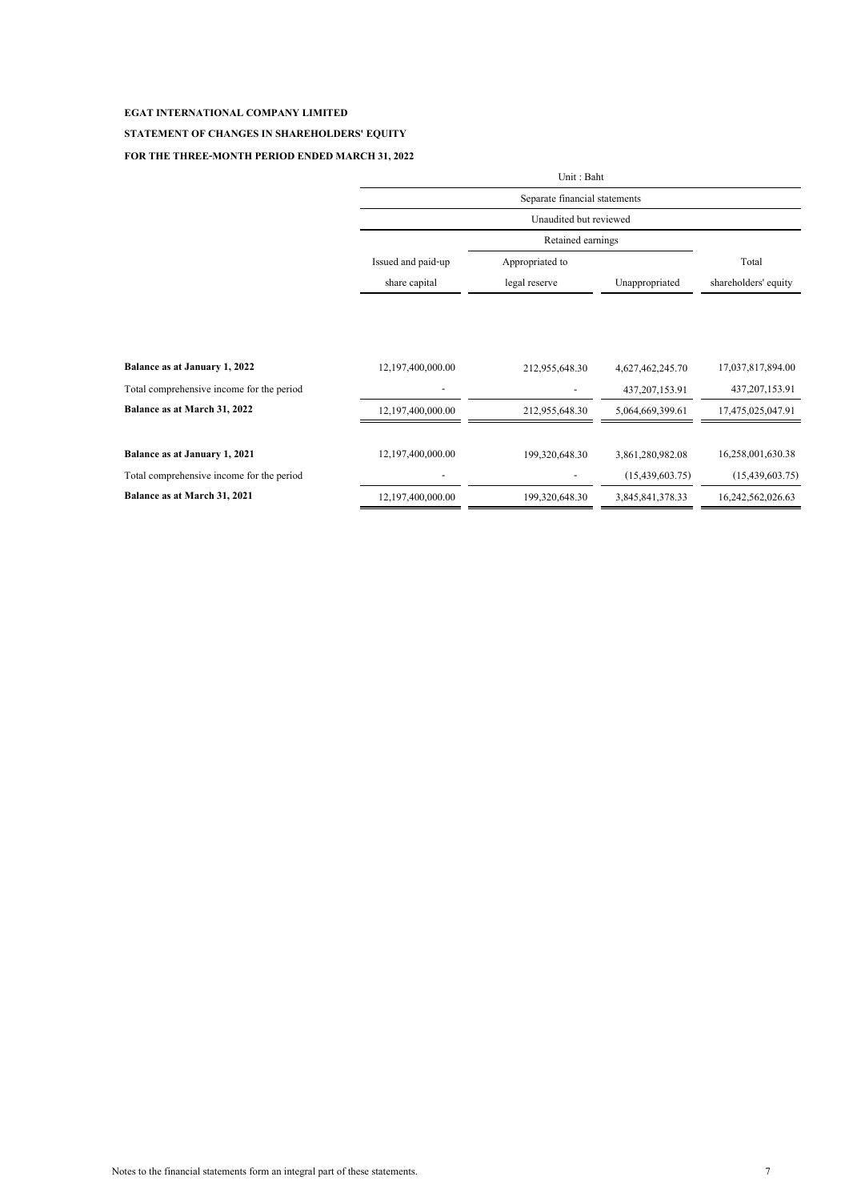**EGAT INTERNATIONAL COMPANY LIMITED**

**STATEMENT OF CHANGES IN SHAREHOLDERS' EQUITY**

**FOR THE THREE-MONTH PERIOD ENDED MARCH 31, 2022**

| | Unit : Baht | | | |
|---|---|---|---|---|
| | Separate financial statements | | | |
| | Unaudited but reviewed | | | |
| | | Retained earnings | | |
| | Issued and paid-up share capital | Appropriated to legal reserve | Unappropriated | Total shareholders' equity |
| **Balance as at January 1, 2022** | 12,197,400,000.00 | 212,955,648.30 | 4,627,462,245.70 | 17,037,817,894.00 |
| Total comprehensive income for the period | - | - | 437,207,153.91 | 437,207,153.91 |
| **Balance as at March 31, 2022** | 12,197,400,000.00 | 212,955,648.30 | 5,064,669,399.61 | 17,475,025,047.91 |
| **Balance as at January 1, 2021** | 12,197,400,000.00 | 199,320,648.30 | 3,861,280,982.08 | 16,258,001,630.38 |
| Total comprehensive income for the period | - | - | (15,439,603.75) | (15,439,603.75) |
| **Balance as at March 31, 2021** | 12,197,400,000.00 | 199,320,648.30 | 3,845,841,378.33 | 16,242,562,026.63 |

Notes to the financial statements form an integral part of these statements.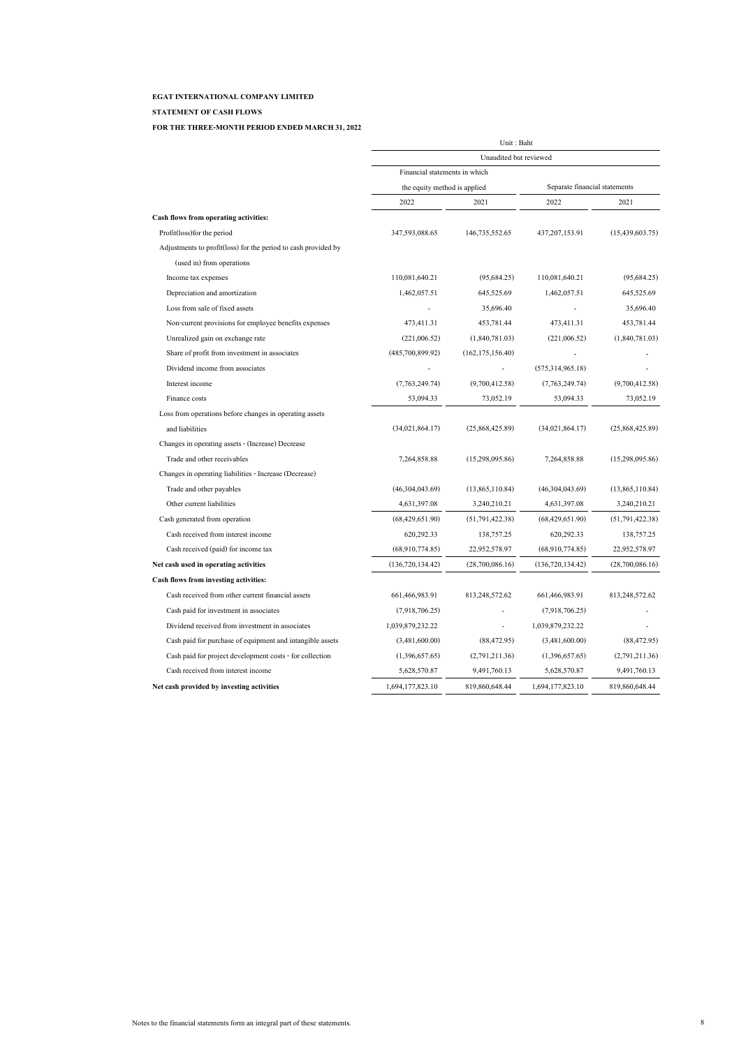**EGAT INTERNATIONAL COMPANY LIMITED**

**STATEMENT OF CASH FLOWS**

**FOR THE THREE-MONTH PERIOD ENDED MARCH 31, 2022**

| | Unit : Baht | | | |
|---|---|---|---|---|
| | Unaudited but reviewed | | | |
| | Financial statements in which the equity method is applied | | Separate financial statements | |
| | 2022 | 2021 | 2022 | 2021 |
| **Cash flows from operating activities:** | | | | |
| Profit(loss)for the period | 347,593,088.65 | 146,735,552.65 | 437,207,153.91 | (15,439,603.75) |
| Adjustments to profit(loss) for the period to cash provided by (used in) from operations | | | | |
| Income tax expenses | 110,081,640.21 | (95,684.25) | 110,081,640.21 | (95,684.25) |
| Depreciation and amortization | 1,462,057.51 | 645,525.69 | 1,462,057.51 | 645,525.69 |
| Loss from sale of fixed assets | - | 35,696.40 | - | 35,696.40 |
| Non-current provisions for employee benefits expenses | 473,411.31 | 453,781.44 | 473,411.31 | 453,781.44 |
| Unrealized gain on exchange rate | (221,006.52) | (1,840,781.03) | (221,006.52) | (1,840,781.03) |
| Share of profit from investment in associates | (485,700,899.92) | (162,175,156.40) | - | - |
| Dividend income from associates | - | - | (575,314,965.18) | - |
| Interest income | (7,763,249.74) | (9,700,412.58) | (7,763,249.74) | (9,700,412.58) |
| Finance costs | 53,094.33 | 73,052.19 | 53,094.33 | 73,052.19 |
| Loss from operations before changes in operating assets and liabilities | (34,021,864.17) | (25,868,425.89) | (34,021,864.17) | (25,868,425.89) |
| Changes in operating assets - (Increase) Decrease | | | | |
| Trade and other receivables | 7,264,858.88 | (15,298,095.86) | 7,264,858.88 | (15,298,095.86) |
| Changes in operating liabilities - Increase (Decrease) | | | | |
| Trade and other payables | (46,304,043.69) | (13,865,110.84) | (46,304,043.69) | (13,865,110.84) |
| Other current liabilities | 4,631,397.08 | 3,240,210.21 | 4,631,397.08 | 3,240,210.21 |
| Cash generated from operation | (68,429,651.90) | (51,791,422.38) | (68,429,651.90) | (51,791,422.38) |
| Cash received from interest income | 620,292.33 | 138,757.25 | 620,292.33 | 138,757.25 |
| Cash received (paid) for income tax | (68,910,774.85) | 22,952,578.97 | (68,910,774.85) | 22,952,578.97 |
| **Net cash used in operating activities** | (136,720,134.42) | (28,700,086.16) | (136,720,134.42) | (28,700,086.16) |
| **Cash flows from investing activities:** | | | | |
| Cash received from other current financial assets | 661,466,983.91 | 813,248,572.62 | 661,466,983.91 | 813,248,572.62 |
| Cash paid for investment in associates | (7,918,706.25) | - | (7,918,706.25) | - |
| Dividend received from investment in associates | 1,039,879,232.22 | - | 1,039,879,232.22 | - |
| Cash paid for purchase of equipment and intangible assets | (3,481,600.00) | (88,472.95) | (3,481,600.00) | (88,472.95) |
| Cash paid for project development costs - for collection | (1,396,657.65) | (2,791,211.36) | (1,396,657.65) | (2,791,211.36) |
| Cash received from interest income | 5,628,570.87 | 9,491,760.13 | 5,628,570.87 | 9,491,760.13 |
| **Net cash provided by investing activities** | 1,694,177,823.10 | 819,860,648.44 | 1,694,177,823.10 | 819,860,648.44 |

Notes to the financial statements form an integral part of these statements.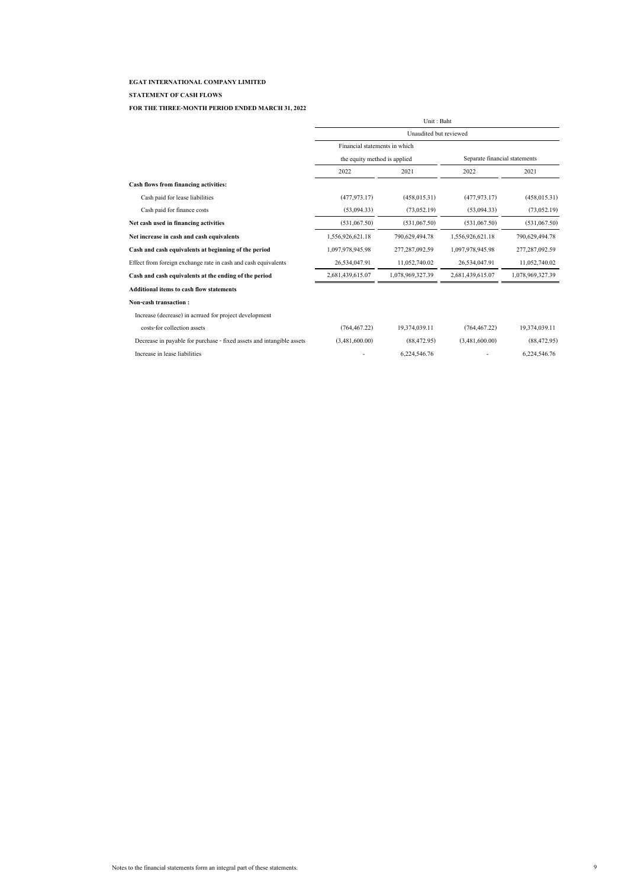**EGAT INTERNATIONAL COMPANY LIMITED**

**STATEMENT OF CASH FLOWS**

**FOR THE THREE-MONTH PERIOD ENDED MARCH 31, 2022**

| | Unit : Baht | | | |
|---|---|---|---|---|
| | Unaudited but reviewed | | | |
| | Financial statements in which the equity method is applied | | Separate financial statements | |
| | 2022 | 2021 | 2022 | 2021 |
| **Cash flows from financing activities:** | | | | |
| Cash paid for lease liabilities | (477,973.17) | (458,015.31) | (477,973.17) | (458,015.31) |
| Cash paid for finance costs | (53,094.33) | (73,052.19) | (53,094.33) | (73,052.19) |
| **Net cash used in financing activities** | (531,067.50) | (531,067.50) | (531,067.50) | (531,067.50) |
| **Net increase in cash and cash equivalents** | 1,556,926,621.18 | 790,629,494.78 | 1,556,926,621.18 | 790,629,494.78 |
| **Cash and cash equivalents at beginning of the period** | 1,097,978,945.98 | 277,287,092.59 | 1,097,978,945.98 | 277,287,092.59 |
| Effect from foreign exchange rate in cash and cash equivalents | 26,534,047.91 | 11,052,740.02 | 26,534,047.91 | 11,052,740.02 |
| **Cash and cash equivalents at the ending of the period** | 2,681,439,615.07 | 1,078,969,327.39 | 2,681,439,615.07 | 1,078,969,327.39 |
| **Additional items to cash flow statements** | | | | |
| **Non-cash transaction :** | | | | |
| Increase (decrease) in acrrued for project development costs-for collection assets | (764,467.22) | 19,374,039.11 | (764,467.22) | 19,374,039.11 |
| Decrease in payable for purchase - fixed assets and intangible assets | (3,481,600.00) | (88,472.95) | (3,481,600.00) | (88,472.95) |
| Increase in lease liabilities | - | 6,224,546.76 | - | 6,224,546.76 |

Notes to the financial statements form an integral part of these statements.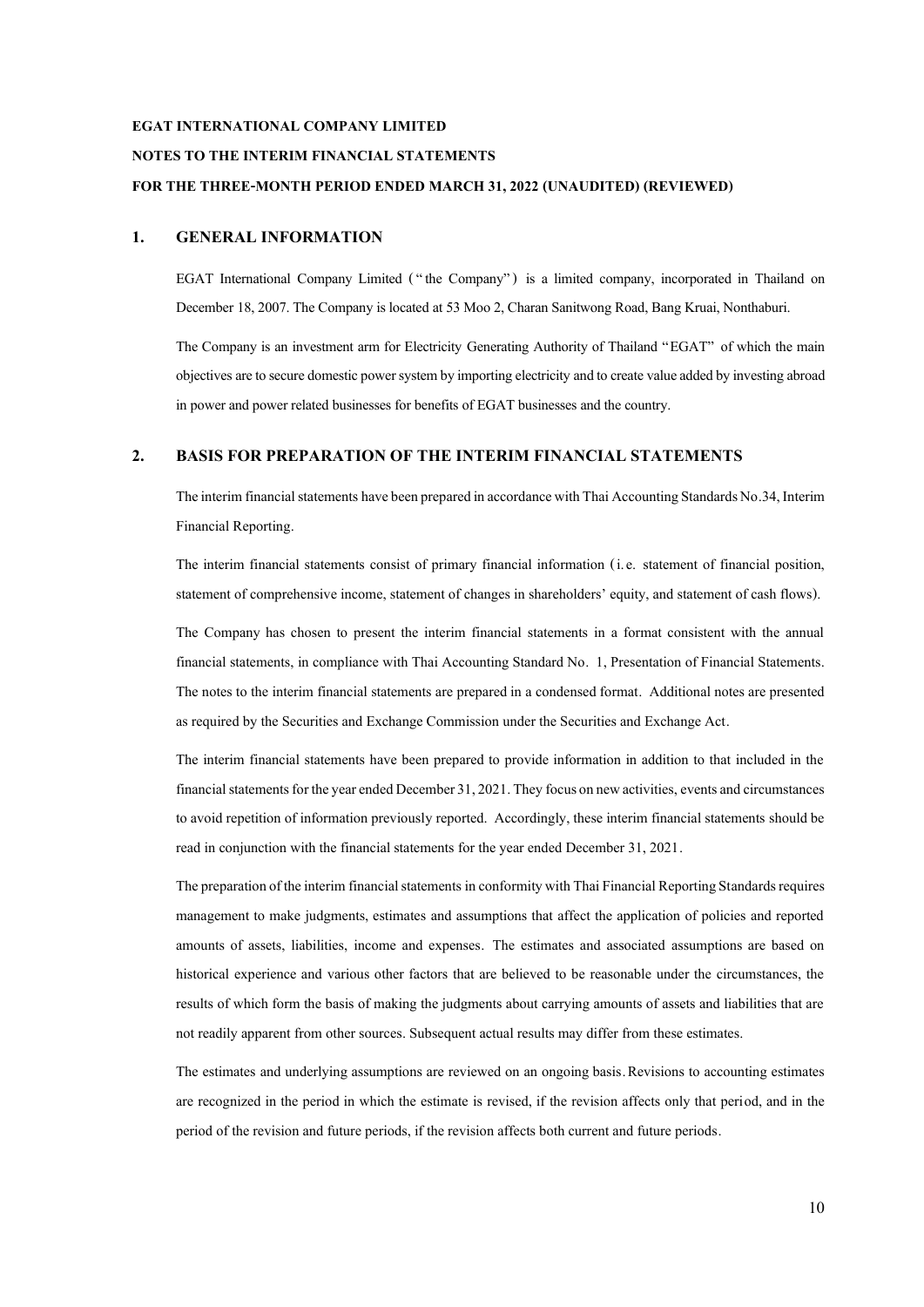**EGAT INTERNATIONAL COMPANY LIMITED**

**NOTES TO THE INTERIM FINANCIAL STATEMENTS**

**FOR THE THREE-MONTH PERIOD ENDED MARCH 31, 2022 (UNAUDITED) (REVIEWED)**

## 1. GENERAL INFORMATION

EGAT International Company Limited ("the Company") is a limited company, incorporated in Thailand on December 18, 2007. The Company is located at 53 Moo 2, Charan Sanitwong Road, Bang Kruai, Nonthaburi.

The Company is an investment arm for Electricity Generating Authority of Thailand "EGAT" of which the main objectives are to secure domestic power system by importing electricity and to create value added by investing abroad in power and power related businesses for benefits of EGAT businesses and the country.

## 2. BASIS FOR PREPARATION OF THE INTERIM FINANCIAL STATEMENTS

The interim financial statements have been prepared in accordance with Thai Accounting Standards No.34, Interim Financial Reporting.

The interim financial statements consist of primary financial information (i.e. statement of financial position, statement of comprehensive income, statement of changes in shareholders' equity, and statement of cash flows).

The Company has chosen to present the interim financial statements in a format consistent with the annual financial statements, in compliance with Thai Accounting Standard No. 1, Presentation of Financial Statements. The notes to the interim financial statements are prepared in a condensed format. Additional notes are presented as required by the Securities and Exchange Commission under the Securities and Exchange Act.

The interim financial statements have been prepared to provide information in addition to that included in the financial statements for the year ended December 31, 2021. They focus on new activities, events and circumstances to avoid repetition of information previously reported. Accordingly, these interim financial statements should be read in conjunction with the financial statements for the year ended December 31, 2021.

The preparation of the interim financial statements in conformity with Thai Financial Reporting Standards requires management to make judgments, estimates and assumptions that affect the application of policies and reported amounts of assets, liabilities, income and expenses. The estimates and associated assumptions are based on historical experience and various other factors that are believed to be reasonable under the circumstances, the results of which form the basis of making the judgments about carrying amounts of assets and liabilities that are not readily apparent from other sources. Subsequent actual results may differ from these estimates.

The estimates and underlying assumptions are reviewed on an ongoing basis. Revisions to accounting estimates are recognized in the period in which the estimate is revised, if the revision affects only that period, and in the period of the revision and future periods, if the revision affects both current and future periods.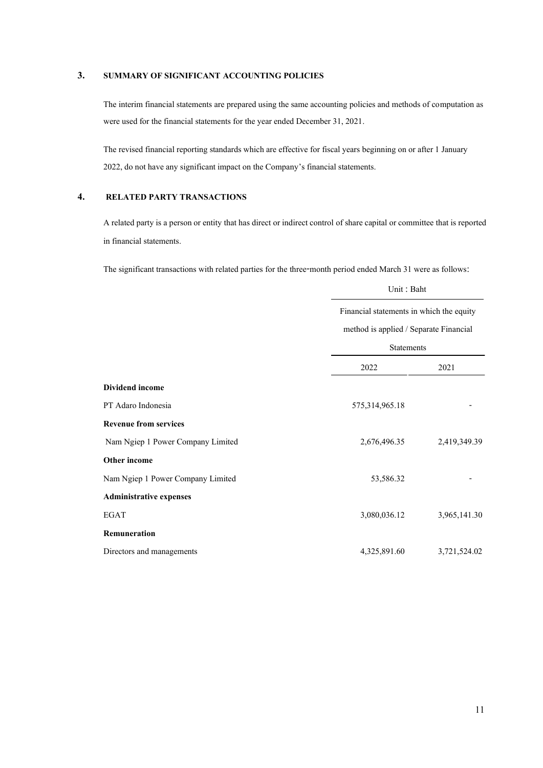## 3. SUMMARY OF SIGNIFICANT ACCOUNTING POLICIES

The interim financial statements are prepared using the same accounting policies and methods of computation as were used for the financial statements for the year ended December 31, 2021.

The revised financial reporting standards which are effective for fiscal years beginning on or after 1 January 2022, do not have any significant impact on the Company's financial statements.

## 4. RELATED PARTY TRANSACTIONS

A related party is a person or entity that has direct or indirect control of share capital or committee that is reported in financial statements.

The significant transactions with related parties for the three-month period ended March 31 were as follows:

| | Unit : Baht | |
|---|---|---|
| | Financial statements in which the equity method is applied / Separate Financial Statements | |
| | 2022 | 2021 |
| **Dividend income** | | |
| PT Adaro Indonesia | 575,314,965.18 | - |
| **Revenue from services** | | |
| Nam Ngiep 1 Power Company Limited | 2,676,496.35 | 2,419,349.39 |
| **Other income** | | |
| Nam Ngiep 1 Power Company Limited | 53,586.32 | - |
| **Administrative expenses** | | |
| EGAT | 3,080,036.12 | 3,965,141.30 |
| **Remuneration** | | |
| Directors and managements | 4,325,891.60 | 3,721,524.02 |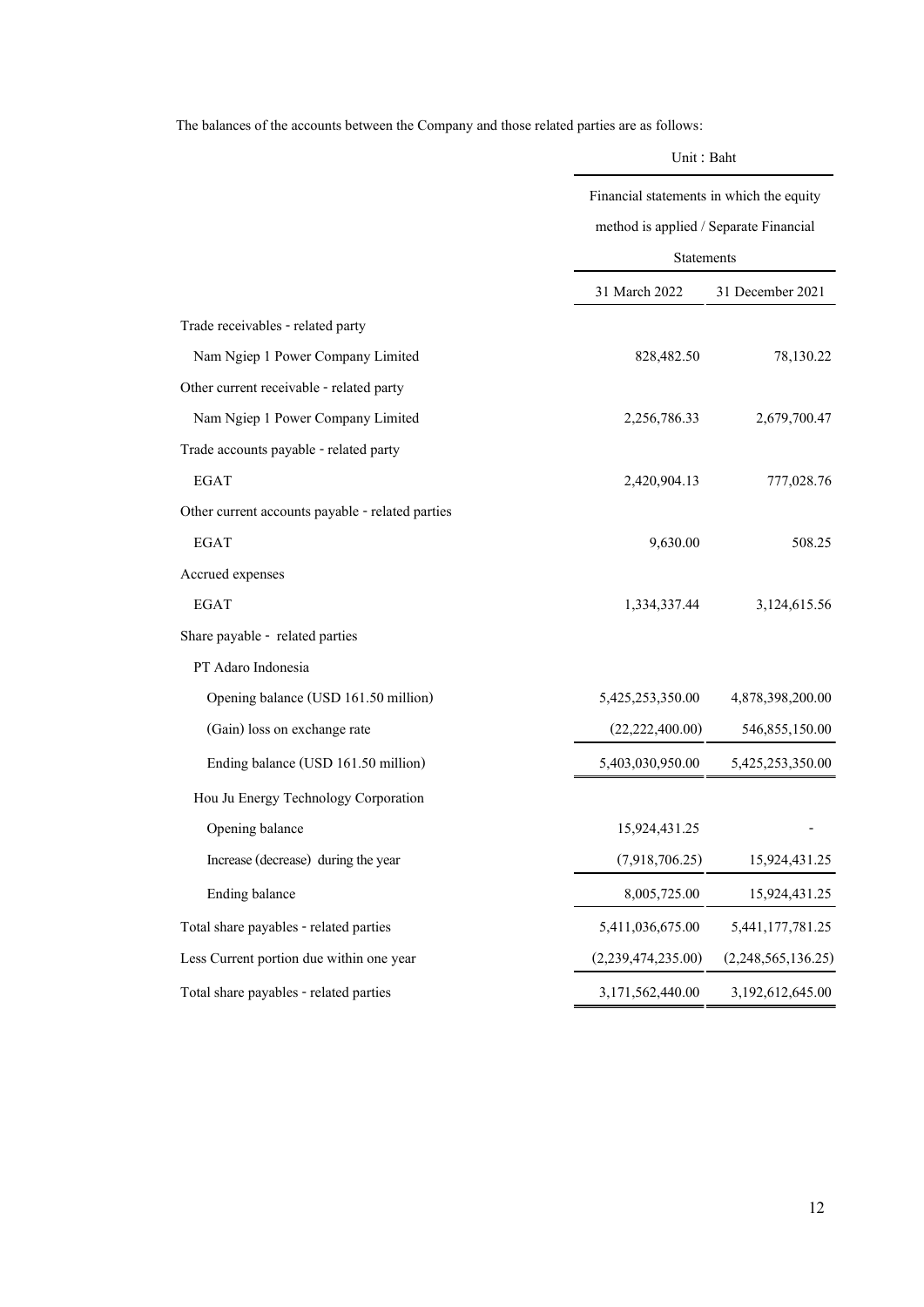The balances of the accounts between the Company and those related parties are as follows:

| | Unit : Baht | |
|---|---|---|
| | Financial statements in which the equity method is applied / Separate Financial Statements | |
| | 31 March 2022 | 31 December 2021 |
| Trade receivables - related party | | |
| Nam Ngiep 1 Power Company Limited | 828,482.50 | 78,130.22 |
| Other current receivable - related party | | |
| Nam Ngiep 1 Power Company Limited | 2,256,786.33 | 2,679,700.47 |
| Trade accounts payable - related party | | |
| EGAT | 2,420,904.13 | 777,028.76 |
| Other current accounts payable - related parties | | |
| EGAT | 9,630.00 | 508.25 |
| Accrued expenses | | |
| EGAT | 1,334,337.44 | 3,124,615.56 |
| Share payable - related parties | | |
| PT Adaro Indonesia | | |
| Opening balance (USD 161.50 million) | 5,425,253,350.00 | 4,878,398,200.00 |
| (Gain) loss on exchange rate | (22,222,400.00) | 546,855,150.00 |
| Ending balance (USD 161.50 million) | 5,403,030,950.00 | 5,425,253,350.00 |
| Hou Ju Energy Technology Corporation | | |
| Opening balance | 15,924,431.25 | - |
| Increase (decrease) during the year | (7,918,706.25) | 15,924,431.25 |
| Ending balance | 8,005,725.00 | 15,924,431.25 |
| Total share payables - related parties | 5,411,036,675.00 | 5,441,177,781.25 |
| Less Current portion due within one year | (2,239,474,235.00) | (2,248,565,136.25) |
| Total share payables - related parties | 3,171,562,440.00 | 3,192,612,645.00 |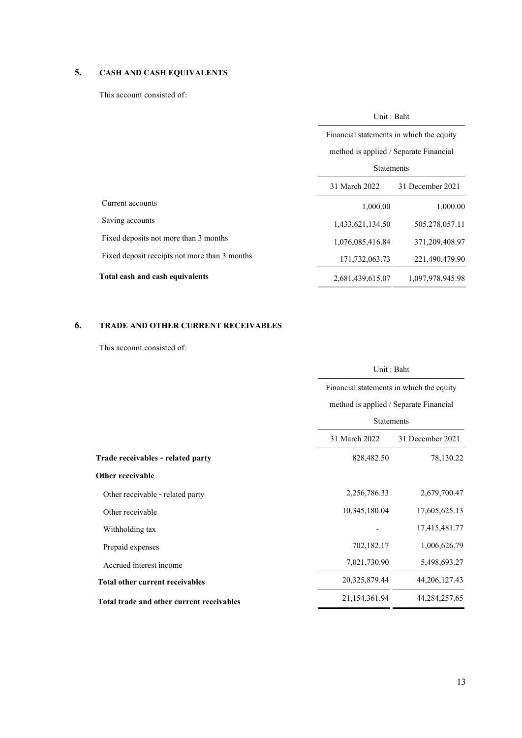## 5. CASH AND CASH EQUIVALENTS

This account consisted of:

| | Unit : Baht | |
|---|---|---|
| | Financial statements in which the equity method is applied / Separate Financial Statements | |
| | 31 March 2022 | 31 December 2021 |
| Current accounts | 1,000.00 | 1,000.00 |
| Saving accounts | 1,433,621,134.50 | 505,278,057.11 |
| Fixed deposits not more than 3 months | 1,076,085,416.84 | 371,209,408.97 |
| Fixed deposit receipts not more than 3 months | 171,732,063.73 | 221,490,479.90 |
| **Total cash and cash equivalents** | 2,681,439,615.07 | 1,097,978,945.98 |

## 6. TRADE AND OTHER CURRENT RECEIVABLES

This account consisted of:

| | Unit : Baht | |
|---|---|---|
| | Financial statements in which the equity method is applied / Separate Financial Statements | |
| | 31 March 2022 | 31 December 2021 |
| **Trade receivables - related party** | 828,482.50 | 78,130.22 |
| **Other receivable** | | |
| Other receivable - related party | 2,256,786.33 | 2,679,700.47 |
| Other receivable | 10,345,180.04 | 17,605,625.13 |
| Withholding tax | - | 17,415,481.77 |
| Prepaid expenses | 702,182.17 | 1,006,626.79 |
| Accrued interest income | 7,021,730.90 | 5,498,693.27 |
| **Total other current receivables** | 20,325,879.44 | 44,206,127.43 |
| **Total trade and other current receivables** | 21,154,361.94 | 44,284,257.65 |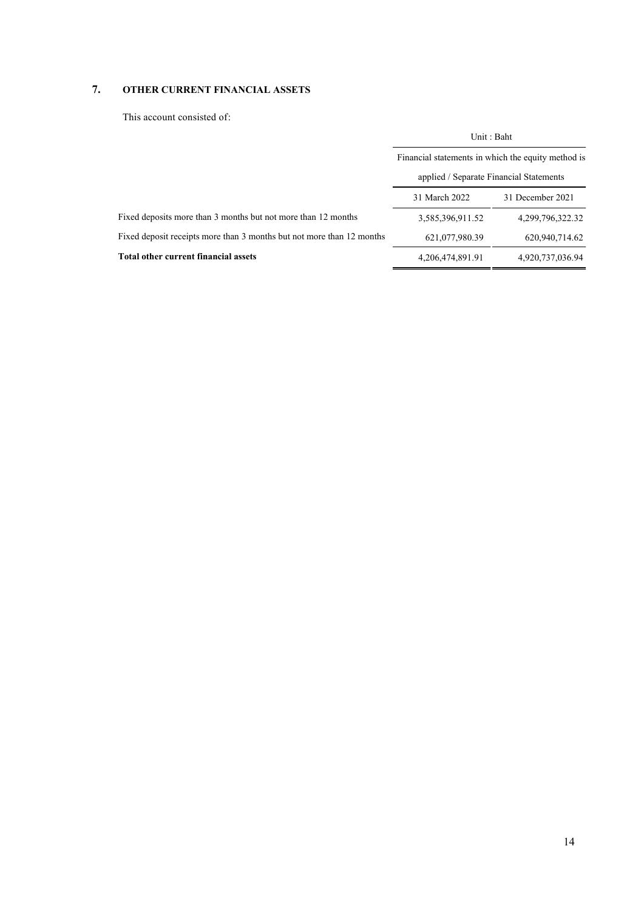## 7. OTHER CURRENT FINANCIAL ASSETS

This account consisted of:

| | Unit : Baht | |
|---|---|---|
| | Financial statements in which the equity method is applied / Separate Financial Statements | |
| | 31 March 2022 | 31 December 2021 |
| Fixed deposits more than 3 months but not more than 12 months | 3,585,396,911.52 | 4,299,796,322.32 |
| Fixed deposit receipts more than 3 months but not more than 12 months | 621,077,980.39 | 620,940,714.62 |
| **Total other current financial assets** | 4,206,474,891.91 | 4,920,737,036.94 |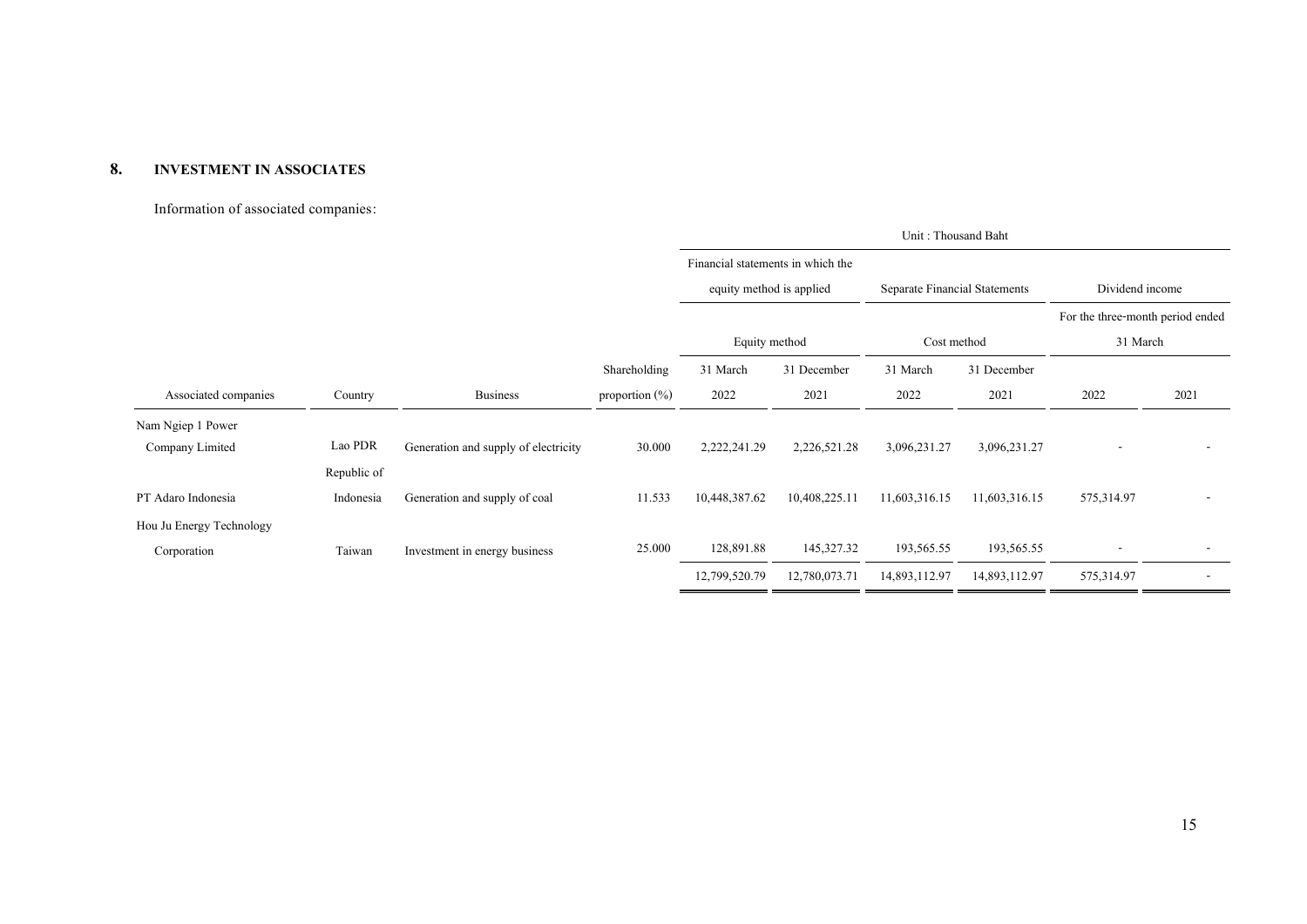## 8. INVESTMENT IN ASSOCIATES

Information of associated companies:

| | | | | Unit : Thousand Baht | | | | | |
|---|---|---|---|---|---|---|---|---|---|
| | | | | Financial statements in which the equity method is applied | | Separate Financial Statements | | Dividend income | |
| | | | | Equity method | | Cost method | | For the three-month period ended 31 March | |
| Associated companies | Country | Business | Shareholding proportion (%) | 31 March 2022 | 31 December 2021 | 31 March 2022 | 31 December 2021 | 2022 | 2021 |
| Nam Ngiep 1 Power Company Limited | Lao PDR | Generation and supply of electricity | 30.000 | 2,222,241.29 | 2,226,521.28 | 3,096,231.27 | 3,096,231.27 | - | - |
| PT Adaro Indonesia | Republic of Indonesia | Generation and supply of coal | 11.533 | 10,448,387.62 | 10,408,225.11 | 11,603,316.15 | 11,603,316.15 | 575,314.97 | - |
| Hou Ju Energy Technology Corporation | Taiwan | Investment in energy business | 25.000 | 128,891.88 | 145,327.32 | 193,565.55 | 193,565.55 | - | - |
| | | | | 12,799,520.79 | 12,780,073.71 | 14,893,112.97 | 14,893,112.97 | 575,314.97 | - |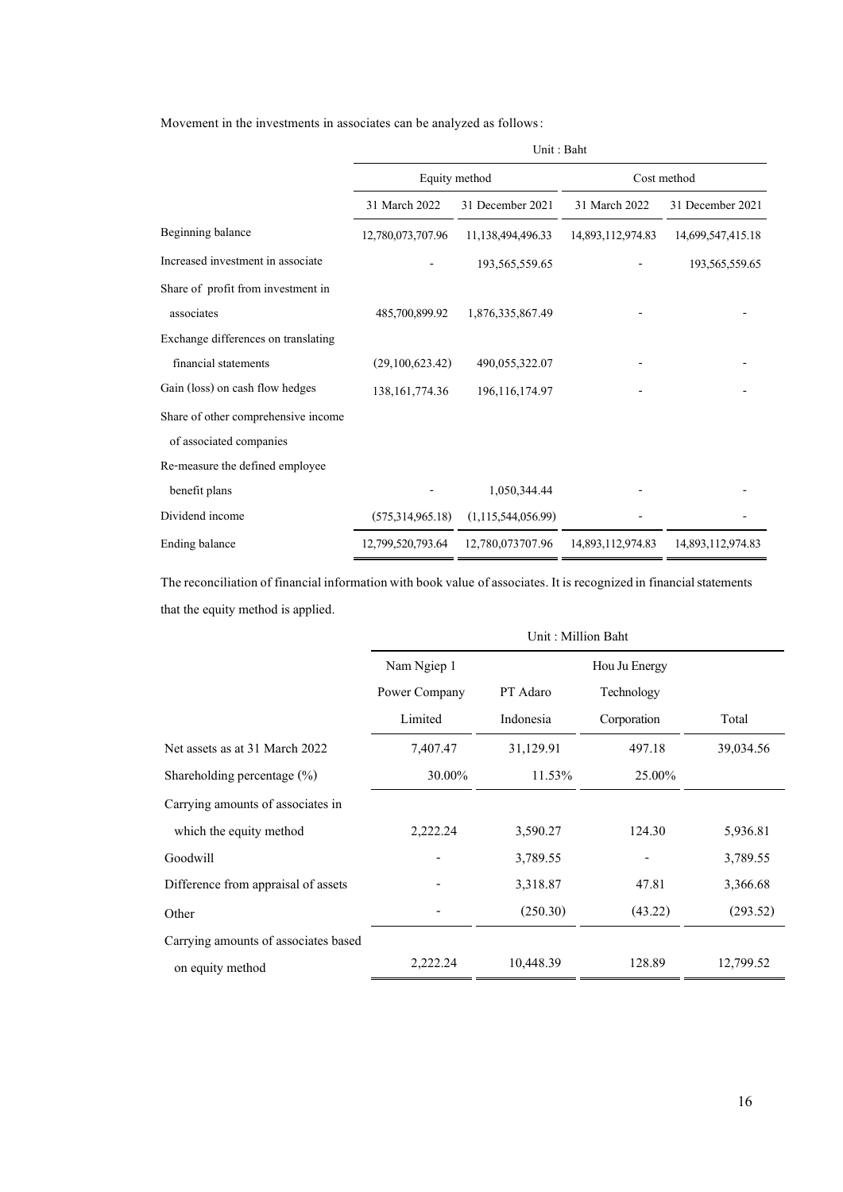Movement in the investments in associates can be analyzed as follows:

| | Unit : Baht | | | |
|---|---|---|---|---|
| | Equity method | | Cost method | |
| | 31 March 2022 | 31 December 2021 | 31 March 2022 | 31 December 2021 |
| Beginning balance | 12,780,073,707.96 | 11,138,494,496.33 | 14,893,112,974.83 | 14,699,547,415.18 |
| Increased investment in associate | - | 193,565,559.65 | - | 193,565,559.65 |
| Share of profit from investment in associates | 485,700,899.92 | 1,876,335,867.49 | - | - |
| Exchange differences on translating financial statements | (29,100,623.42) | 490,055,322.07 | - | - |
| Gain (loss) on cash flow hedges | 138,161,774.36 | 196,116,174.97 | - | - |
| Share of other comprehensive income of associated companies | | | | |
| Re-measure the defined employee benefit plans | - | 1,050,344.44 | - | - |
| Dividend income | (575,314,965.18) | (1,115,544,056.99) | - | - |
| Ending balance | 12,799,520,793.64 | 12,780,073707.96 | 14,893,112,974.83 | 14,893,112,974.83 |

The reconciliation of financial information with book value of associates. It is recognized in financial statements that the equity method is applied.

| | Unit : Million Baht | | | |
|---|---|---|---|---|
| | Nam Ngiep 1 Power Company Limited | PT Adaro Indonesia | Hou Ju Energy Technology Corporation | Total |
| Net assets as at 31 March 2022 | 7,407.47 | 31,129.91 | 497.18 | 39,034.56 |
| Shareholding percentage (%) | 30.00% | 11.53% | 25.00% | |
| Carrying amounts of associates in which the equity method | 2,222.24 | 3,590.27 | 124.30 | 5,936.81 |
| Goodwill | - | 3,789.55 | - | 3,789.55 |
| Difference from appraisal of assets | - | 3,318.87 | 47.81 | 3,366.68 |
| Other | - | (250.30) | (43.22) | (293.52) |
| Carrying amounts of associates based on equity method | 2,222.24 | 10,448.39 | 128.89 | 12,799.52 |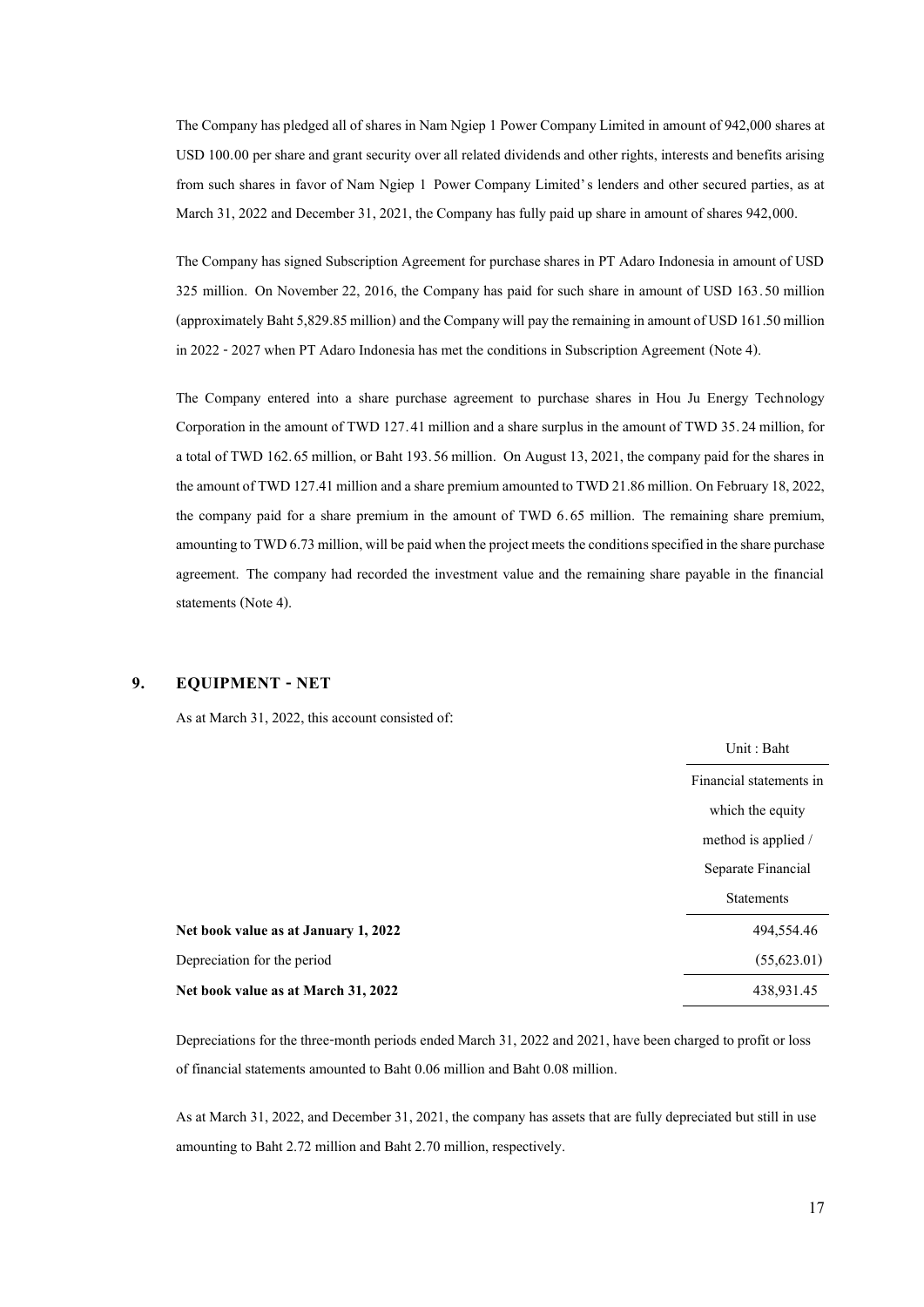The Company has pledged all of shares in Nam Ngiep 1 Power Company Limited in amount of 942,000 shares at USD 100.00 per share and grant security over all related dividends and other rights, interests and benefits arising from such shares in favor of Nam Ngiep 1 Power Company Limited's lenders and other secured parties, as at March 31, 2022 and December 31, 2021, the Company has fully paid up share in amount of shares 942,000.

The Company has signed Subscription Agreement for purchase shares in PT Adaro Indonesia in amount of USD 325 million. On November 22, 2016, the Company has paid for such share in amount of USD 163.50 million (approximately Baht 5,829.85 million) and the Company will pay the remaining in amount of USD 161.50 million in 2022 - 2027 when PT Adaro Indonesia has met the conditions in Subscription Agreement (Note 4).

The Company entered into a share purchase agreement to purchase shares in Hou Ju Energy Technology Corporation in the amount of TWD 127.41 million and a share surplus in the amount of TWD 35.24 million, for a total of TWD 162.65 million, or Baht 193.56 million. On August 13, 2021, the company paid for the shares in the amount of TWD 127.41 million and a share premium amounted to TWD 21.86 million. On February 18, 2022, the company paid for a share premium in the amount of TWD 6.65 million. The remaining share premium, amounting to TWD 6.73 million, will be paid when the project meets the conditions specified in the share purchase agreement. The company had recorded the investment value and the remaining share payable in the financial statements (Note 4).

## 9. EQUIPMENT - NET

As at March 31, 2022, this account consisted of:

| | Unit : Baht |
|---|---|
| | Financial statements in which the equity method is applied / Separate Financial Statements |
| **Net book value as at January 1, 2022** | 494,554.46 |
| Depreciation for the period | (55,623.01) |
| **Net book value as at March 31, 2022** | 438,931.45 |

Depreciations for the three-month periods ended March 31, 2022 and 2021, have been charged to profit or loss of financial statements amounted to Baht 0.06 million and Baht 0.08 million.

As at March 31, 2022, and December 31, 2021, the company has assets that are fully depreciated but still in use amounting to Baht 2.72 million and Baht 2.70 million, respectively.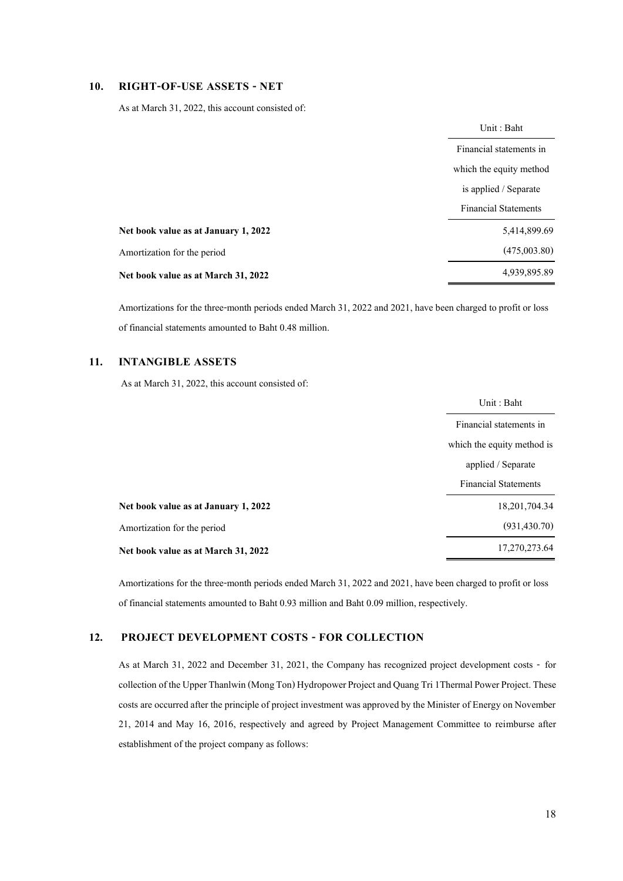## 10. RIGHT-OF-USE ASSETS - NET

As at March 31, 2022, this account consisted of:

| | Unit : Baht |
|---|---|
| | Financial statements in which the equity method is applied / Separate Financial Statements |
| **Net book value as at January 1, 2022** | 5,414,899.69 |
| Amortization for the period | (475,003.80) |
| **Net book value as at March 31, 2022** | 4,939,895.89 |

Amortizations for the three-month periods ended March 31, 2022 and 2021, have been charged to profit or loss of financial statements amounted to Baht 0.48 million.

## 11. INTANGIBLE ASSETS

As at March 31, 2022, this account consisted of:

| | Unit : Baht |
|---|---|
| | Financial statements in which the equity method is applied / Separate Financial Statements |
| **Net book value as at January 1, 2022** | 18,201,704.34 |
| Amortization for the period | (931,430.70) |
| **Net book value as at March 31, 2022** | 17,270,273.64 |

Amortizations for the three-month periods ended March 31, 2022 and 2021, have been charged to profit or loss of financial statements amounted to Baht 0.93 million and Baht 0.09 million, respectively.

## 12. PROJECT DEVELOPMENT COSTS - FOR COLLECTION

As at March 31, 2022 and December 31, 2021, the Company has recognized project development costs - for collection of the Upper Thanlwin (Mong Ton) Hydropower Project and Quang Tri 1Thermal Power Project. These costs are occurred after the principle of project investment was approved by the Minister of Energy on November 21, 2014 and May 16, 2016, respectively and agreed by Project Management Committee to reimburse after establishment of the project company as follows: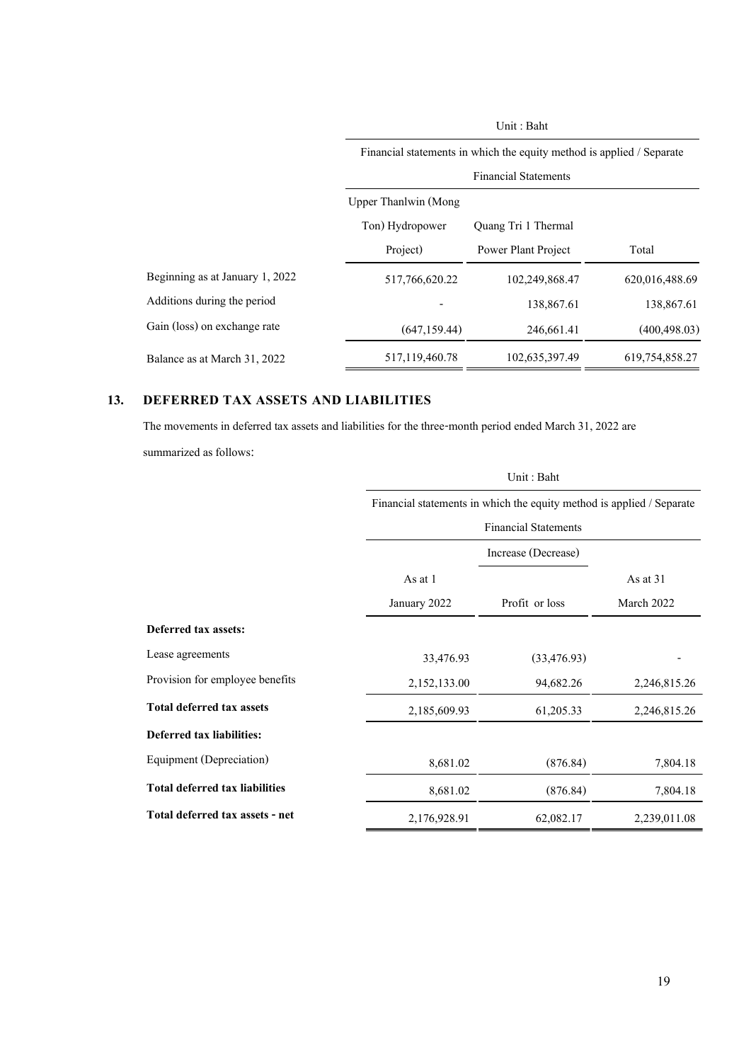| | Unit : Baht | | |
|---|---|---|---|
| | Financial statements in which the equity method is applied / Separate Financial Statements | | |
| | Upper Thanlwin (Mong Ton) Hydropower Project) | Quang Tri 1 Thermal Power Plant Project | Total |
| Beginning as at January 1, 2022 | 517,766,620.22 | 102,249,868.47 | 620,016,488.69 |
| Additions during the period | - | 138,867.61 | 138,867.61 |
| Gain (loss) on exchange rate | (647,159.44) | 246,661.41 | (400,498.03) |
| Balance as at March 31, 2022 | 517,119,460.78 | 102,635,397.49 | 619,754,858.27 |

## 13. DEFERRED TAX ASSETS AND LIABILITIES

The movements in deferred tax assets and liabilities for the three-month period ended March 31, 2022 are summarized as follows:

| | Unit : Baht | | |
|---|---|---|---|
| | Financial statements in which the equity method is applied / Separate Financial Statements | | |
| | | Increase (Decrease) | |
| | As at 1 January 2022 | Profit or loss | As at 31 March 2022 |
| **Deferred tax assets:** | | | |
| Lease agreements | 33,476.93 | (33,476.93) | - |
| Provision for employee benefits | 2,152,133.00 | 94,682.26 | 2,246,815.26 |
| **Total deferred tax assets** | 2,185,609.93 | 61,205.33 | 2,246,815.26 |
| **Deferred tax liabilities:** | | | |
| Equipment (Depreciation) | 8,681.02 | (876.84) | 7,804.18 |
| **Total deferred tax liabilities** | 8,681.02 | (876.84) | 7,804.18 |
| **Total deferred tax assets - net** | 2,176,928.91 | 62,082.17 | 2,239,011.08 |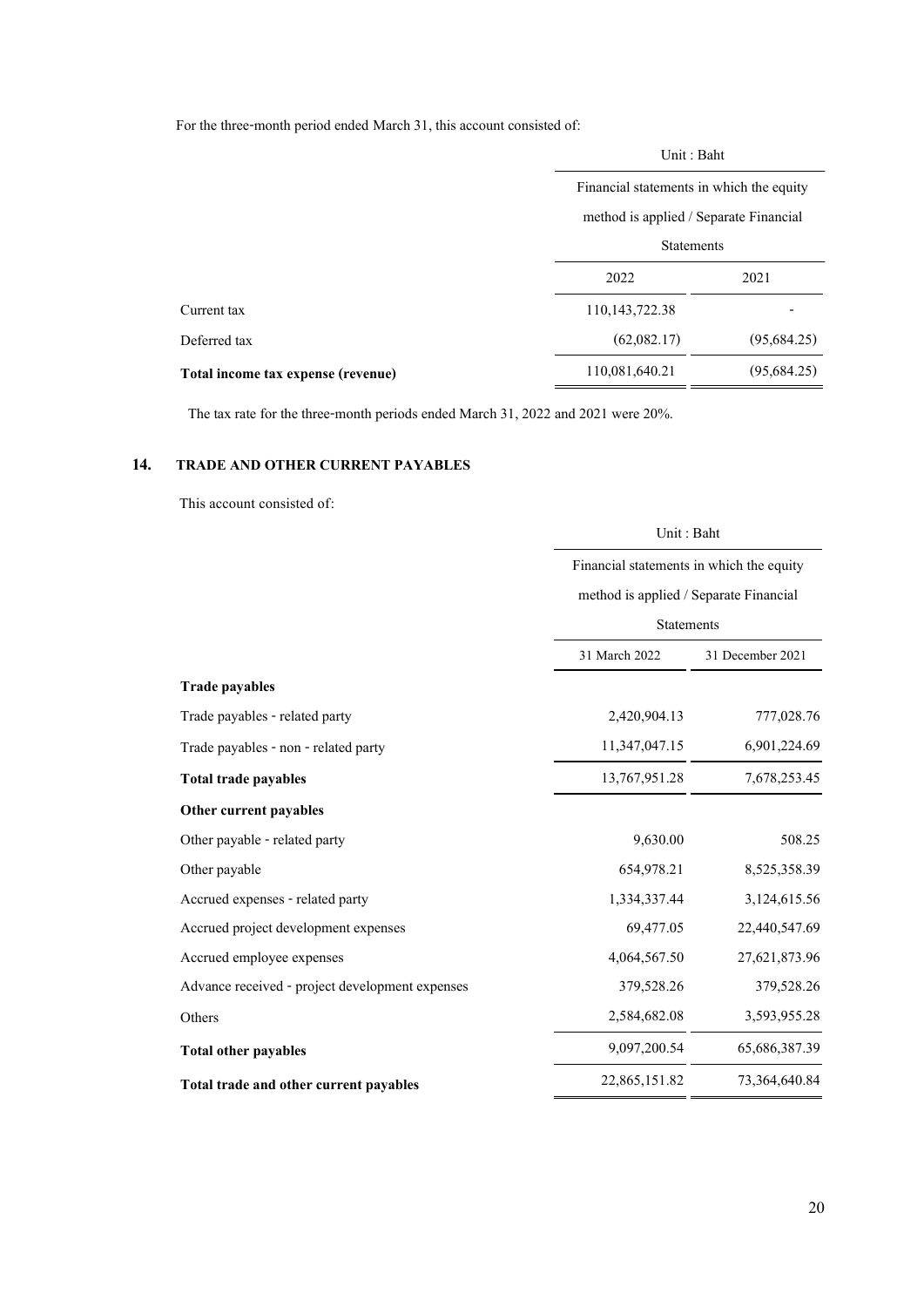For the three-month period ended March 31, this account consisted of:

| | Unit : Baht | |
|---|---|---|
| | Financial statements in which the equity method is applied / Separate Financial Statements | |
| | 2022 | 2021 |
| Current tax | 110,143,722.38 | - |
| Deferred tax | (62,082.17) | (95,684.25) |
| **Total income tax expense (revenue)** | 110,081,640.21 | (95,684.25) |

The tax rate for the three-month periods ended March 31, 2022 and 2021 were 20%.

## 14. TRADE AND OTHER CURRENT PAYABLES

This account consisted of:

| | Unit : Baht | |
|---|---|---|
| | Financial statements in which the equity method is applied / Separate Financial Statements | |
| | 31 March 2022 | 31 December 2021 |
| **Trade payables** | | |
| Trade payables - related party | 2,420,904.13 | 777,028.76 |
| Trade payables - non - related party | 11,347,047.15 | 6,901,224.69 |
| **Total trade payables** | 13,767,951.28 | 7,678,253.45 |
| **Other current payables** | | |
| Other payable - related party | 9,630.00 | 508.25 |
| Other payable | 654,978.21 | 8,525,358.39 |
| Accrued expenses - related party | 1,334,337.44 | 3,124,615.56 |
| Accrued project development expenses | 69,477.05 | 22,440,547.69 |
| Accrued employee expenses | 4,064,567.50 | 27,621,873.96 |
| Advance received - project development expenses | 379,528.26 | 379,528.26 |
| Others | 2,584,682.08 | 3,593,955.28 |
| **Total other payables** | 9,097,200.54 | 65,686,387.39 |
| **Total trade and other current payables** | 22,865,151.82 | 73,364,640.84 |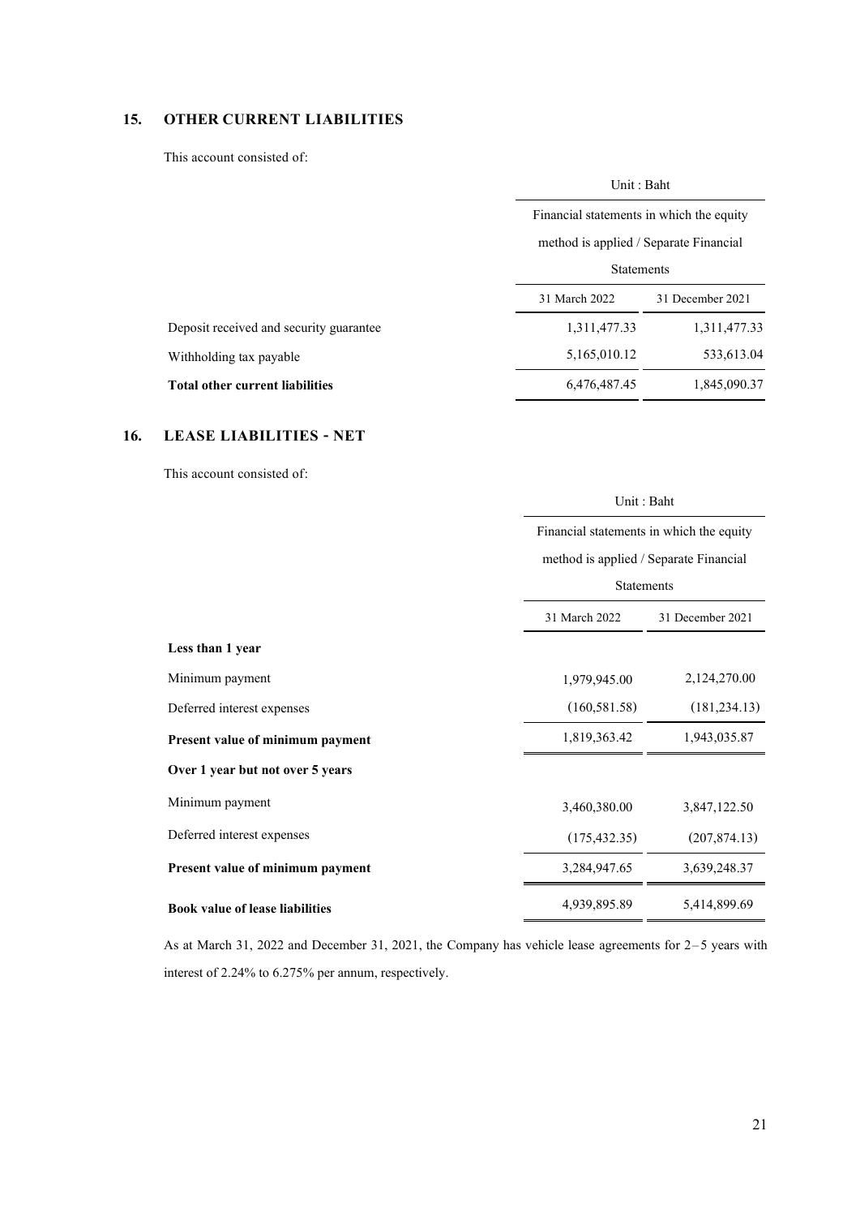## 15. OTHER CURRENT LIABILITIES

This account consisted of:

| | Unit : Baht | |
|---|---|---|
| | Financial statements in which the equity method is applied / Separate Financial Statements | |
| | 31 March 2022 | 31 December 2021 |
| Deposit received and security guarantee | 1,311,477.33 | 1,311,477.33 |
| Withholding tax payable | 5,165,010.12 | 533,613.04 |
| **Total other current liabilities** | 6,476,487.45 | 1,845,090.37 |

## 16. LEASE LIABILITIES - NET

This account consisted of:

| | Unit : Baht | |
|---|---|---|
| | Financial statements in which the equity method is applied / Separate Financial Statements | |
| | 31 March 2022 | 31 December 2021 |
| **Less than 1 year** | | |
| Minimum payment | 1,979,945.00 | 2,124,270.00 |
| Deferred interest expenses | (160,581.58) | (181,234.13) |
| **Present value of minimum payment** | 1,819,363.42 | 1,943,035.87 |
| **Over 1 year but not over 5 years** | | |
| Minimum payment | 3,460,380.00 | 3,847,122.50 |
| Deferred interest expenses | (175,432.35) | (207,874.13) |
| **Present value of minimum payment** | 3,284,947.65 | 3,639,248.37 |
| **Book value of lease liabilities** | 4,939,895.89 | 5,414,899.69 |

As at March 31, 2022 and December 31, 2021, the Company has vehicle lease agreements for 2 – 5 years with interest of 2.24% to 6.275% per annum, respectively.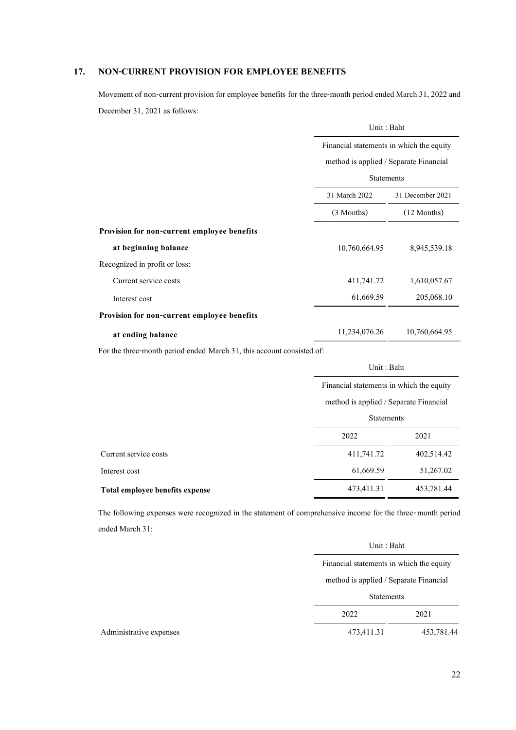## 17. NON-CURRENT PROVISION FOR EMPLOYEE BENEFITS

Movement of non-current provision for employee benefits for the three-month period ended March 31, 2022 and December 31, 2021 as follows:

| | Unit : Baht | |
|---|---|---|
| | Financial statements in which the equity method is applied / Separate Financial Statements | |
| | 31 March 2022 | 31 December 2021 |
| | (3 Months) | (12 Months) |
| **Provision for non-current employee benefits** | | |
| **at beginning balance** | 10,760,664.95 | 8,945,539.18 |
| Recognized in profit or loss: | | |
| Current service costs | 411,741.72 | 1,610,057.67 |
| Interest cost | 61,669.59 | 205,068.10 |
| **Provision for non-current employee benefits** | | |
| **at ending balance** | 11,234,076.26 | 10,760,664.95 |

For the three-month period ended March 31, this account consisted of:

| | Unit : Baht | |
|---|---|---|
| | Financial statements in which the equity method is applied / Separate Financial Statements | |
| | 2022 | 2021 |
| Current service costs | 411,741.72 | 402,514.42 |
| Interest cost | 61,669.59 | 51,267.02 |
| **Total employee benefits expense** | 473,411.31 | 453,781.44 |

The following expenses were recognized in the statement of comprehensive income for the three-month period ended March 31:

| | Unit : Baht | |
|---|---|---|
| | Financial statements in which the equity method is applied / Separate Financial Statements | |
| | 2022 | 2021 |
| Administrative expenses | 473,411.31 | 453,781.44 |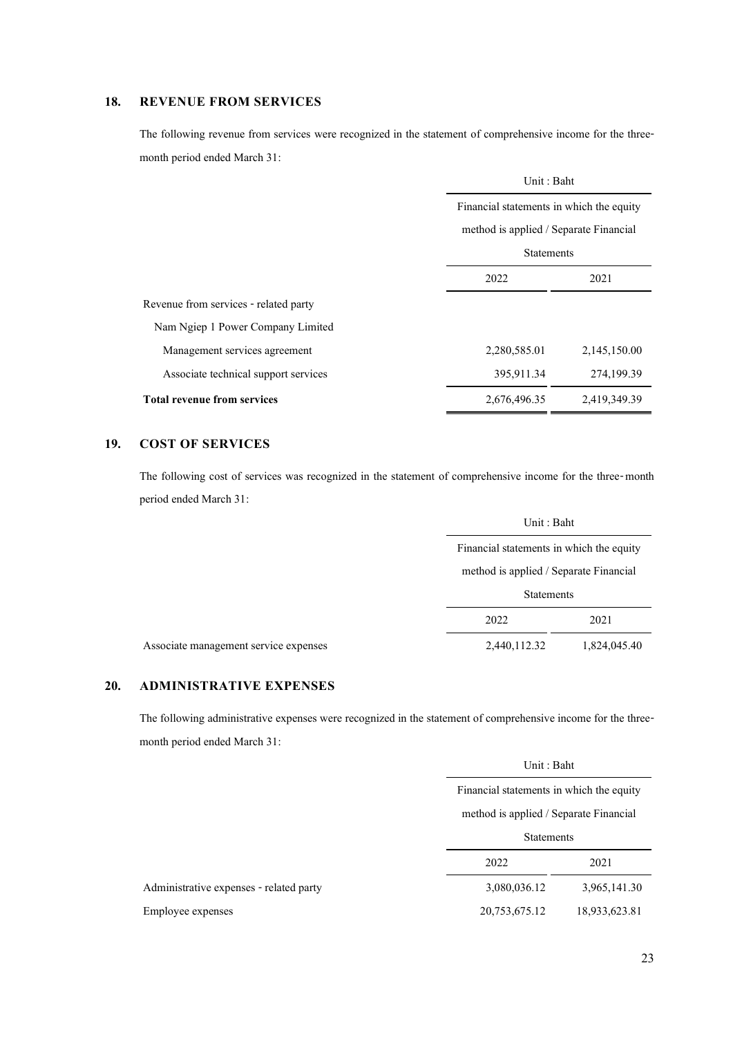## 18. REVENUE FROM SERVICES

The following revenue from services were recognized in the statement of comprehensive income for the three-month period ended March 31:

| | Unit : Baht | |
|---|---|---|
| | Financial statements in which the equity method is applied / Separate Financial Statements | |
| | 2022 | 2021 |
| Revenue from services - related party | | |
| Nam Ngiep 1 Power Company Limited | | |
| Management services agreement | 2,280,585.01 | 2,145,150.00 |
| Associate technical support services | 395,911.34 | 274,199.39 |
| **Total revenue from services** | 2,676,496.35 | 2,419,349.39 |

## 19. COST OF SERVICES

The following cost of services was recognized in the statement of comprehensive income for the three-month period ended March 31:

| | Unit : Baht | |
|---|---|---|
| | Financial statements in which the equity method is applied / Separate Financial Statements | |
| | 2022 | 2021 |
| Associate management service expenses | 2,440,112.32 | 1,824,045.40 |

## 20. ADMINISTRATIVE EXPENSES

The following administrative expenses were recognized in the statement of comprehensive income for the three-month period ended March 31:

| | Unit : Baht | |
|---|---|---|
| | Financial statements in which the equity method is applied / Separate Financial Statements | |
| | 2022 | 2021 |
| Administrative expenses - related party | 3,080,036.12 | 3,965,141.30 |
| Employee expenses | 20,753,675.12 | 18,933,623.81 |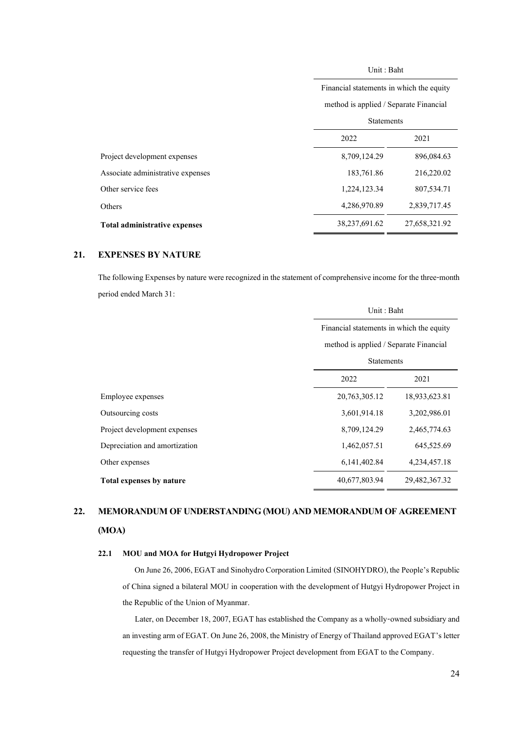| | Unit : Baht | |
|---|---|---|
| | Financial statements in which the equity method is applied / Separate Financial Statements | |
| | 2022 | 2021 |
| Project development expenses | 8,709,124.29 | 896,084.63 |
| Associate administrative expenses | 183,761.86 | 216,220.02 |
| Other service fees | 1,224,123.34 | 807,534.71 |
| Others | 4,286,970.89 | 2,839,717.45 |
| **Total administrative expenses** | 38,237,691.62 | 27,658,321.92 |

## 21. EXPENSES BY NATURE

The following Expenses by nature were recognized in the statement of comprehensive income for the three-month period ended March 31:

| | Unit : Baht | |
|---|---|---|
| | Financial statements in which the equity method is applied / Separate Financial Statements | |
| | 2022 | 2021 |
| Employee expenses | 20,763,305.12 | 18,933,623.81 |
| Outsourcing costs | 3,601,914.18 | 3,202,986.01 |
| Project development expenses | 8,709,124.29 | 2,465,774.63 |
| Depreciation and amortization | 1,462,057.51 | 645,525.69 |
| Other expenses | 6,141,402.84 | 4,234,457.18 |
| **Total expenses by nature** | 40,677,803.94 | 29,482,367.32 |

## 22. MEMORANDUM OF UNDERSTANDING (MOU) AND MEMORANDUM OF AGREEMENT (MOA)

### 22.1 MOU and MOA for Hutgyi Hydropower Project

On June 26, 2006, EGAT and Sinohydro Corporation Limited (SINOHYDRO), the People's Republic of China signed a bilateral MOU in cooperation with the development of Hutgyi Hydropower Project in the Republic of the Union of Myanmar.

Later, on December 18, 2007, EGAT has established the Company as a wholly-owned subsidiary and an investing arm of EGAT. On June 26, 2008, the Ministry of Energy of Thailand approved EGAT's letter requesting the transfer of Hutgyi Hydropower Project development from EGAT to the Company.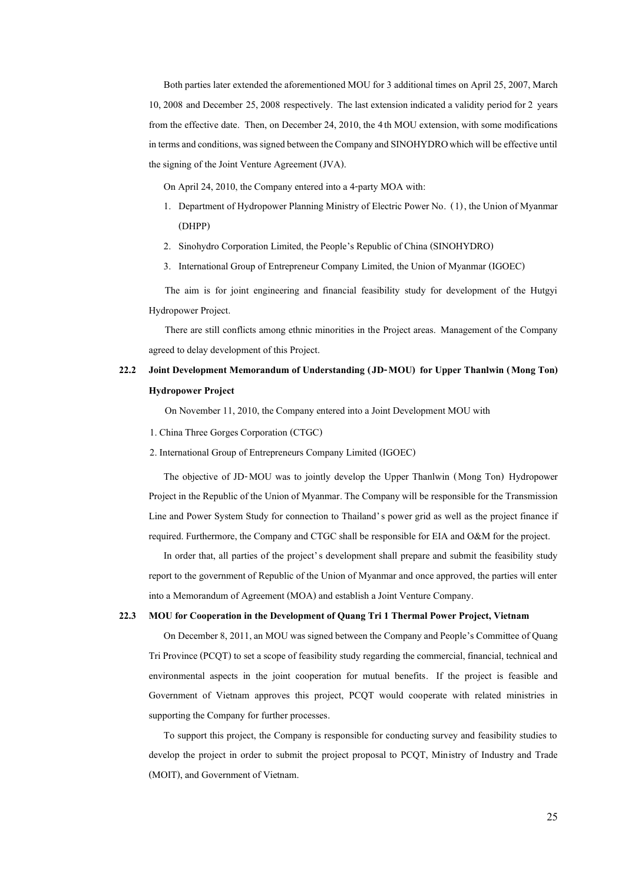Both parties later extended the aforementioned MOU for 3 additional times on April 25, 2007, March 10, 2008 and December 25, 2008 respectively. The last extension indicated a validity period for 2 years from the effective date. Then, on December 24, 2010, the 4th MOU extension, with some modifications in terms and conditions, was signed between the Company and SINOHYDRO which will be effective until the signing of the Joint Venture Agreement (JVA).

On April 24, 2010, the Company entered into a 4-party MOA with:

1. Department of Hydropower Planning Ministry of Electric Power No. (1), the Union of Myanmar (DHPP)
2. Sinohydro Corporation Limited, the People's Republic of China (SINOHYDRO)
3. International Group of Entrepreneur Company Limited, the Union of Myanmar (IGOEC)

The aim is for joint engineering and financial feasibility study for development of the Hutgyi Hydropower Project.

There are still conflicts among ethnic minorities in the Project areas. Management of the Company agreed to delay development of this Project.

**22.2 Joint Development Memorandum of Understanding (JD-MOU) for Upper Thanlwin (Mong Ton) Hydropower Project**

On November 11, 2010, the Company entered into a Joint Development MOU with

1. China Three Gorges Corporation (CTGC)
2. International Group of Entrepreneurs Company Limited (IGOEC)

The objective of JD-MOU was to jointly develop the Upper Thanlwin (Mong Ton) Hydropower Project in the Republic of the Union of Myanmar. The Company will be responsible for the Transmission Line and Power System Study for connection to Thailand's power grid as well as the project finance if required. Furthermore, the Company and CTGC shall be responsible for EIA and O&M for the project.

In order that, all parties of the project's development shall prepare and submit the feasibility study report to the government of Republic of the Union of Myanmar and once approved, the parties will enter into a Memorandum of Agreement (MOA) and establish a Joint Venture Company.

**22.3 MOU for Cooperation in the Development of Quang Tri 1 Thermal Power Project, Vietnam**

On December 8, 2011, an MOU was signed between the Company and People's Committee of Quang Tri Province (PCQT) to set a scope of feasibility study regarding the commercial, financial, technical and environmental aspects in the joint cooperation for mutual benefits. If the project is feasible and Government of Vietnam approves this project, PCQT would cooperate with related ministries in supporting the Company for further processes.

To support this project, the Company is responsible for conducting survey and feasibility studies to develop the project in order to submit the project proposal to PCQT, Ministry of Industry and Trade (MOIT), and Government of Vietnam.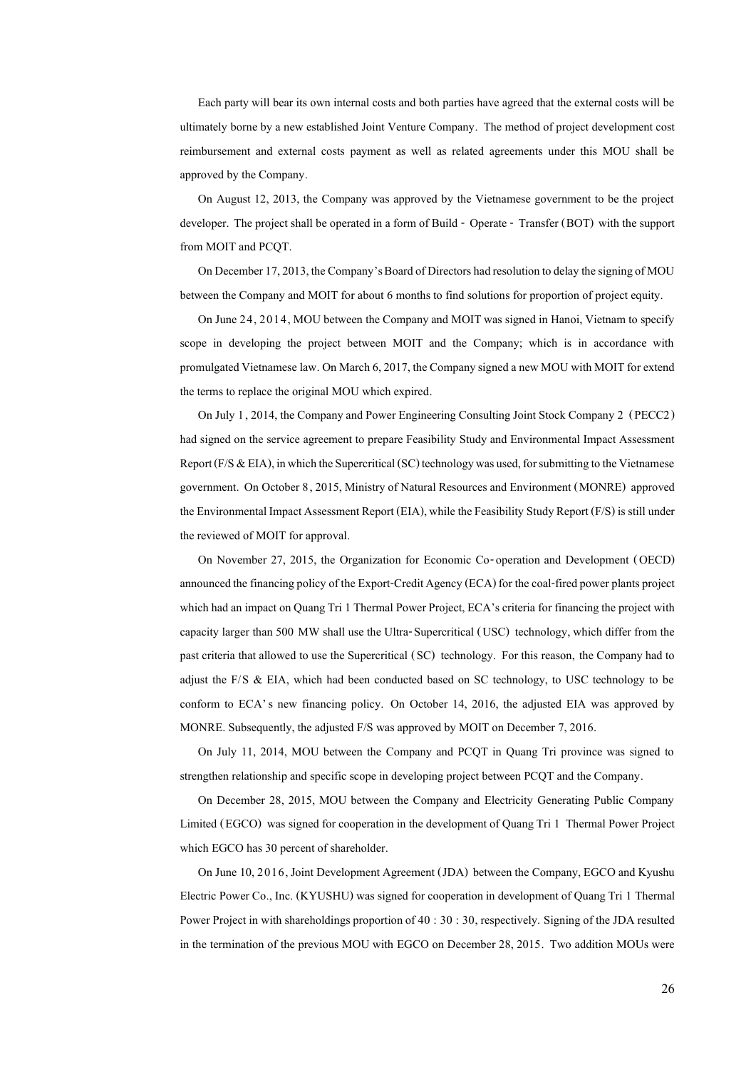Each party will bear its own internal costs and both parties have agreed that the external costs will be ultimately borne by a new established Joint Venture Company. The method of project development cost reimbursement and external costs payment as well as related agreements under this MOU shall be approved by the Company.

On August 12, 2013, the Company was approved by the Vietnamese government to be the project developer. The project shall be operated in a form of Build - Operate - Transfer (BOT) with the support from MOIT and PCQT.

On December 17, 2013, the Company's Board of Directors had resolution to delay the signing of MOU between the Company and MOIT for about 6 months to find solutions for proportion of project equity.

On June 24, 2014, MOU between the Company and MOIT was signed in Hanoi, Vietnam to specify scope in developing the project between MOIT and the Company; which is in accordance with promulgated Vietnamese law. On March 6, 2017, the Company signed a new MOU with MOIT for extend the terms to replace the original MOU which expired.

On July 1, 2014, the Company and Power Engineering Consulting Joint Stock Company 2 (PECC2) had signed on the service agreement to prepare Feasibility Study and Environmental Impact Assessment Report (F/S & EIA), in which the Supercritical (SC) technology was used, for submitting to the Vietnamese government. On October 8, 2015, Ministry of Natural Resources and Environment (MONRE) approved the Environmental Impact Assessment Report (EIA), while the Feasibility Study Report (F/S) is still under the reviewed of MOIT for approval.

On November 27, 2015, the Organization for Economic Co-operation and Development (OECD) announced the financing policy of the Export-Credit Agency (ECA) for the coal-fired power plants project which had an impact on Quang Tri 1 Thermal Power Project, ECA's criteria for financing the project with capacity larger than 500 MW shall use the Ultra-Supercritical (USC) technology, which differ from the past criteria that allowed to use the Supercritical (SC) technology. For this reason, the Company had to adjust the F/S & EIA, which had been conducted based on SC technology, to USC technology to be conform to ECA's new financing policy. On October 14, 2016, the adjusted EIA was approved by MONRE. Subsequently, the adjusted F/S was approved by MOIT on December 7, 2016.

On July 11, 2014, MOU between the Company and PCQT in Quang Tri province was signed to strengthen relationship and specific scope in developing project between PCQT and the Company.

On December 28, 2015, MOU between the Company and Electricity Generating Public Company Limited (EGCO) was signed for cooperation in the development of Quang Tri 1 Thermal Power Project which EGCO has 30 percent of shareholder.

On June 10, 2016, Joint Development Agreement (JDA) between the Company, EGCO and Kyushu Electric Power Co., Inc. (KYUSHU) was signed for cooperation in development of Quang Tri 1 Thermal Power Project in with shareholdings proportion of 40 : 30 : 30, respectively. Signing of the JDA resulted in the termination of the previous MOU with EGCO on December 28, 2015. Two addition MOUs were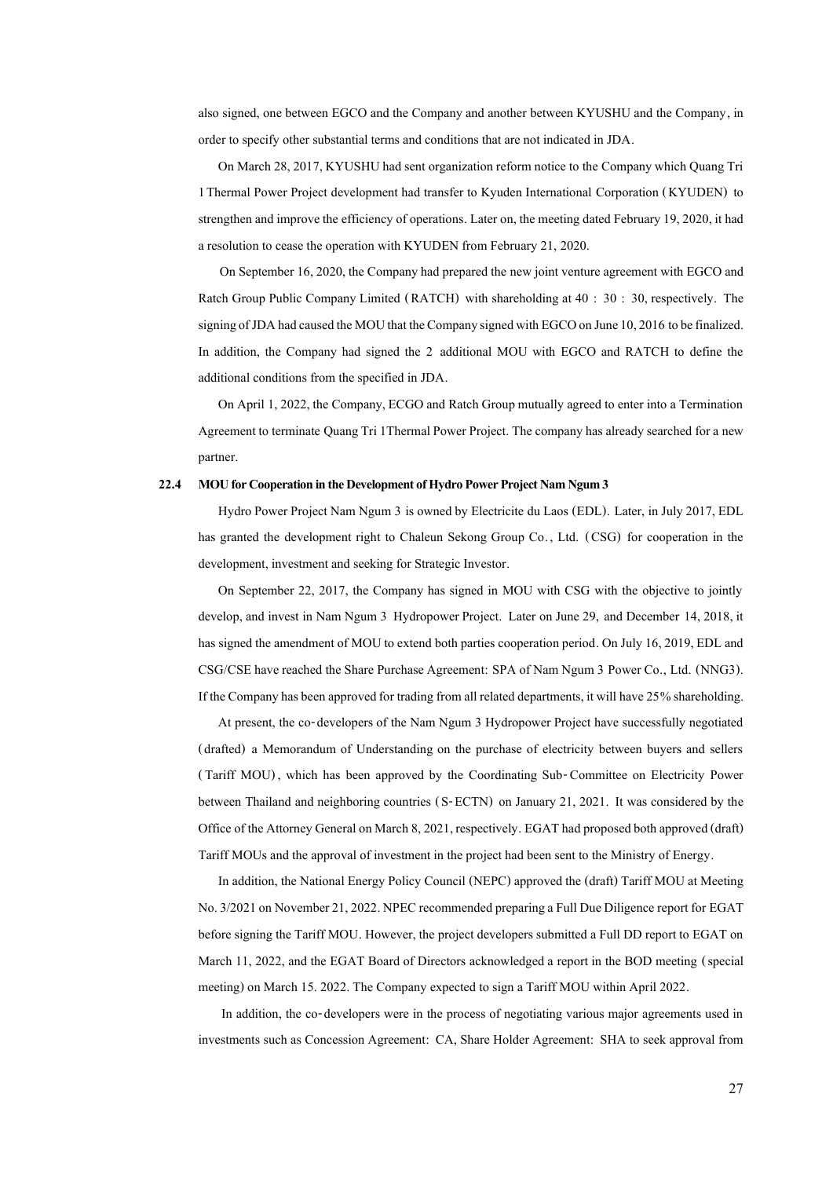also signed, one between EGCO and the Company and another between KYUSHU and the Company, in order to specify other substantial terms and conditions that are not indicated in JDA.

On March 28, 2017, KYUSHU had sent organization reform notice to the Company which Quang Tri 1 Thermal Power Project development had transfer to Kyuden International Corporation (KYUDEN) to strengthen and improve the efficiency of operations. Later on, the meeting dated February 19, 2020, it had a resolution to cease the operation with KYUDEN from February 21, 2020.

On September 16, 2020, the Company had prepared the new joint venture agreement with EGCO and Ratch Group Public Company Limited (RATCH) with shareholding at 40 : 30 : 30, respectively. The signing of JDA had caused the MOU that the Company signed with EGCO on June 10, 2016 to be finalized. In addition, the Company had signed the 2 additional MOU with EGCO and RATCH to define the additional conditions from the specified in JDA.

On April 1, 2022, the Company, ECGO and Ratch Group mutually agreed to enter into a Termination Agreement to terminate Quang Tri 1Thermal Power Project. The company has already searched for a new partner.

**22.4 MOU for Cooperation in the Development of Hydro Power Project Nam Ngum 3**

Hydro Power Project Nam Ngum 3 is owned by Electricite du Laos (EDL). Later, in July 2017, EDL has granted the development right to Chaleun Sekong Group Co., Ltd. (CSG) for cooperation in the development, investment and seeking for Strategic Investor.

On September 22, 2017, the Company has signed in MOU with CSG with the objective to jointly develop, and invest in Nam Ngum 3 Hydropower Project. Later on June 29, and December 14, 2018, it has signed the amendment of MOU to extend both parties cooperation period. On July 16, 2019, EDL and CSG/CSE have reached the Share Purchase Agreement: SPA of Nam Ngum 3 Power Co., Ltd. (NNG3). If the Company has been approved for trading from all related departments, it will have 25% shareholding.

At present, the co-developers of the Nam Ngum 3 Hydropower Project have successfully negotiated (drafted) a Memorandum of Understanding on the purchase of electricity between buyers and sellers (Tariff MOU), which has been approved by the Coordinating Sub-Committee on Electricity Power between Thailand and neighboring countries (S-ECTN) on January 21, 2021. It was considered by the Office of the Attorney General on March 8, 2021, respectively. EGAT had proposed both approved (draft) Tariff MOUs and the approval of investment in the project had been sent to the Ministry of Energy.

In addition, the National Energy Policy Council (NEPC) approved the (draft) Tariff MOU at Meeting No. 3/2021 on November 21, 2022. NPEC recommended preparing a Full Due Diligence report for EGAT before signing the Tariff MOU. However, the project developers submitted a Full DD report to EGAT on March 11, 2022, and the EGAT Board of Directors acknowledged a report in the BOD meeting (special meeting) on March 15. 2022. The Company expected to sign a Tariff MOU within April 2022.

In addition, the co-developers were in the process of negotiating various major agreements used in investments such as Concession Agreement: CA, Share Holder Agreement: SHA to seek approval from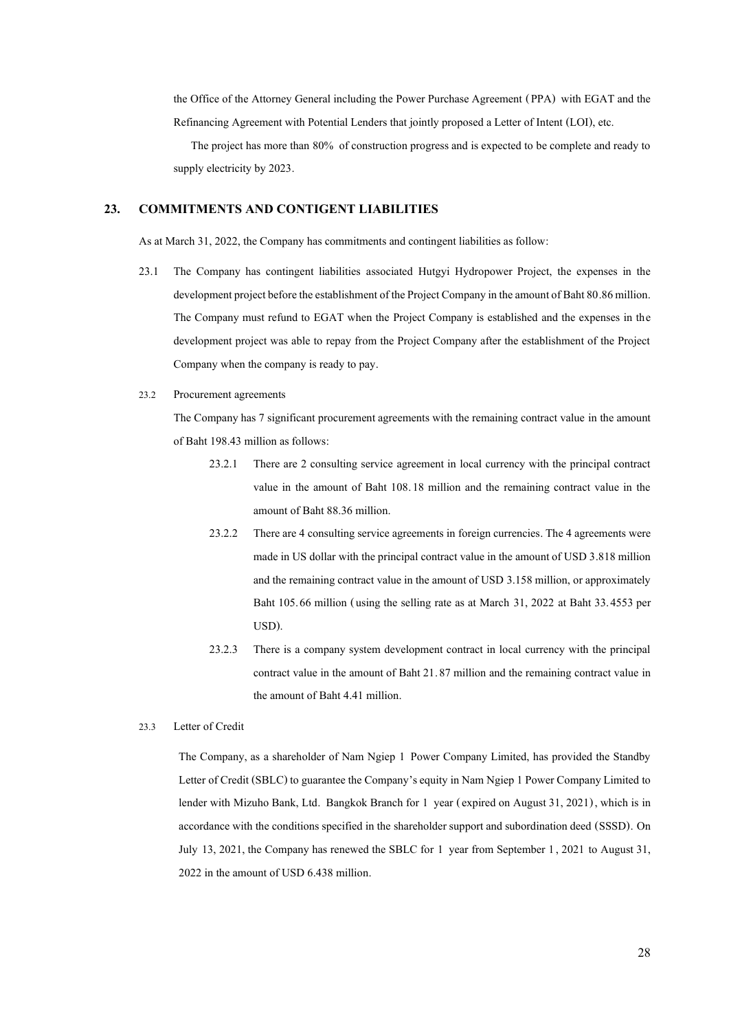the Office of the Attorney General including the Power Purchase Agreement (PPA) with EGAT and the Refinancing Agreement with Potential Lenders that jointly proposed a Letter of Intent (LOI), etc.

The project has more than 80% of construction progress and is expected to be complete and ready to supply electricity by 2023.

## 23. COMMITMENTS AND CONTIGENT LIABILITIES

As at March 31, 2022, the Company has commitments and contingent liabilities as follow:

23.1 The Company has contingent liabilities associated Hutgyi Hydropower Project, the expenses in the development project before the establishment of the Project Company in the amount of Baht 80.86 million. The Company must refund to EGAT when the Project Company is established and the expenses in the development project was able to repay from the Project Company after the establishment of the Project Company when the company is ready to pay.

23.2 Procurement agreements

The Company has 7 significant procurement agreements with the remaining contract value in the amount of Baht 198.43 million as follows:

23.2.1 There are 2 consulting service agreement in local currency with the principal contract value in the amount of Baht 108.18 million and the remaining contract value in the amount of Baht 88.36 million.

23.2.2 There are 4 consulting service agreements in foreign currencies. The 4 agreements were made in US dollar with the principal contract value in the amount of USD 3.818 million and the remaining contract value in the amount of USD 3.158 million, or approximately Baht 105.66 million (using the selling rate as at March 31, 2022 at Baht 33.4553 per USD).

23.2.3 There is a company system development contract in local currency with the principal contract value in the amount of Baht 21.87 million and the remaining contract value in the amount of Baht 4.41 million.

23.3 Letter of Credit

The Company, as a shareholder of Nam Ngiep 1 Power Company Limited, has provided the Standby Letter of Credit (SBLC) to guarantee the Company's equity in Nam Ngiep 1 Power Company Limited to lender with Mizuho Bank, Ltd. Bangkok Branch for 1 year (expired on August 31, 2021), which is in accordance with the conditions specified in the shareholder support and subordination deed (SSSD). On July 13, 2021, the Company has renewed the SBLC for 1 year from September 1, 2021 to August 31, 2022 in the amount of USD 6.438 million.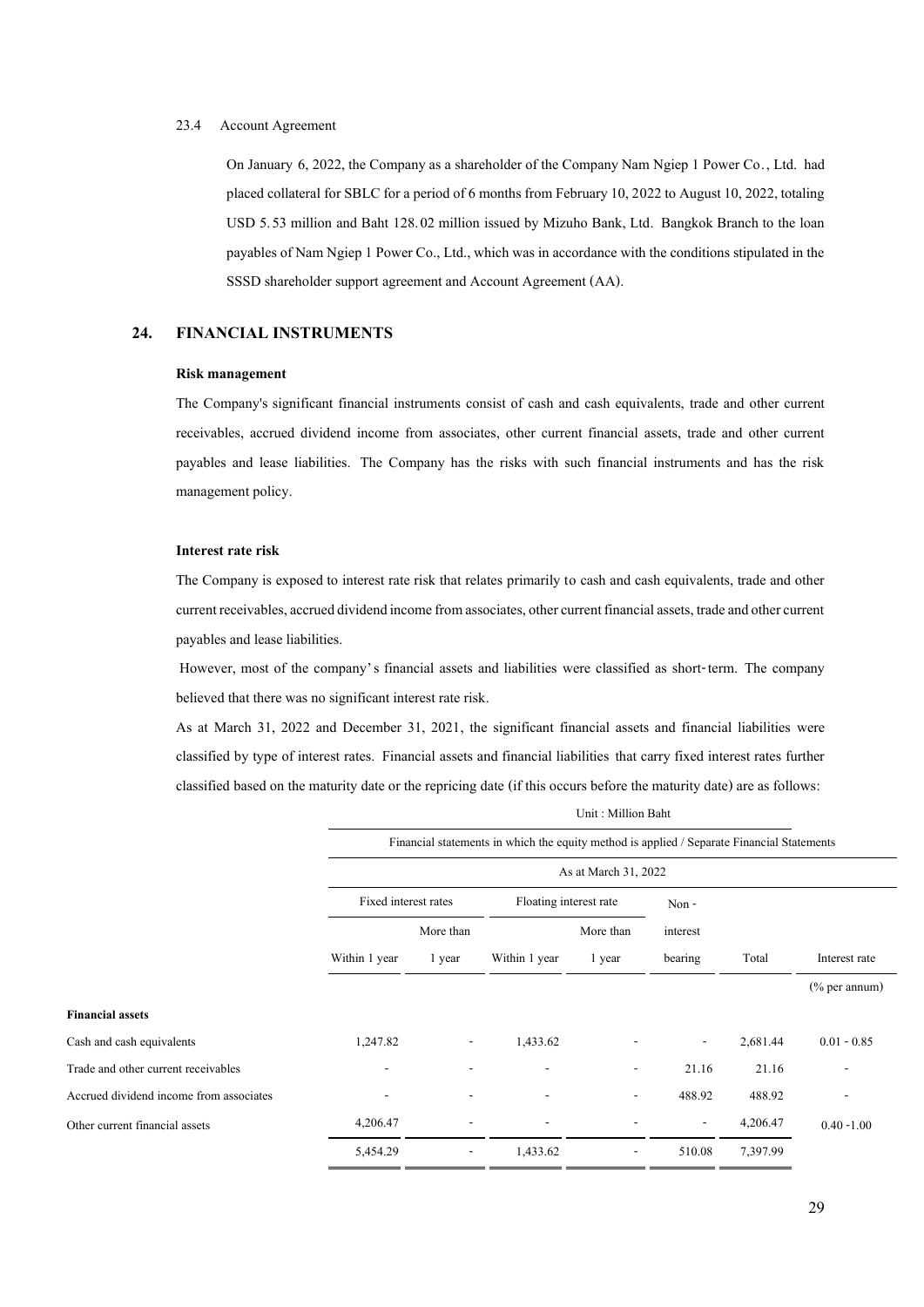23.4 Account Agreement

On January 6, 2022, the Company as a shareholder of the Company Nam Ngiep 1 Power Co., Ltd. had placed collateral for SBLC for a period of 6 months from February 10, 2022 to August 10, 2022, totaling USD 5.53 million and Baht 128.02 million issued by Mizuho Bank, Ltd. Bangkok Branch to the loan payables of Nam Ngiep 1 Power Co., Ltd., which was in accordance with the conditions stipulated in the SSSD shareholder support agreement and Account Agreement (AA).

## 24. FINANCIAL INSTRUMENTS

**Risk management**

The Company's significant financial instruments consist of cash and cash equivalents, trade and other current receivables, accrued dividend income from associates, other current financial assets, trade and other current payables and lease liabilities. The Company has the risks with such financial instruments and has the risk management policy.

**Interest rate risk**

The Company is exposed to interest rate risk that relates primarily to cash and cash equivalents, trade and other current receivables, accrued dividend income from associates, other current financial assets, trade and other current payables and lease liabilities.

However, most of the company's financial assets and liabilities were classified as short-term. The company believed that there was no significant interest rate risk.

As at March 31, 2022 and December 31, 2021, the significant financial assets and financial liabilities were classified by type of interest rates. Financial assets and financial liabilities that carry fixed interest rates further classified based on the maturity date or the repricing date (if this occurs before the maturity date) are as follows:

Unit : Million Baht

| | Financial statements in which the equity method is applied / Separate Financial Statements | | | | | | |
|---|---|---|---|---|---|---|---|
| | As at March 31, 2022 | | | | | | |
| | Fixed interest rates | | Floating interest rate | | Non - interest bearing | Total | Interest rate |
| | Within 1 year | More than 1 year | Within 1 year | More than 1 year | | | (% per annum) |
| **Financial assets** | | | | | | | |
| Cash and cash equivalents | 1,247.82 | - | 1,433.62 | - | - | 2,681.44 | 0.01 - 0.85 |
| Trade and other current receivables | - | - | - | - | 21.16 | 21.16 | - |
| Accrued dividend income from associates | - | - | - | - | 488.92 | 488.92 | - |
| Other current financial assets | 4,206.47 | - | - | - | - | 4,206.47 | 0.40 -1.00 |
| | 5,454.29 | - | 1,433.62 | - | 510.08 | 7,397.99 | |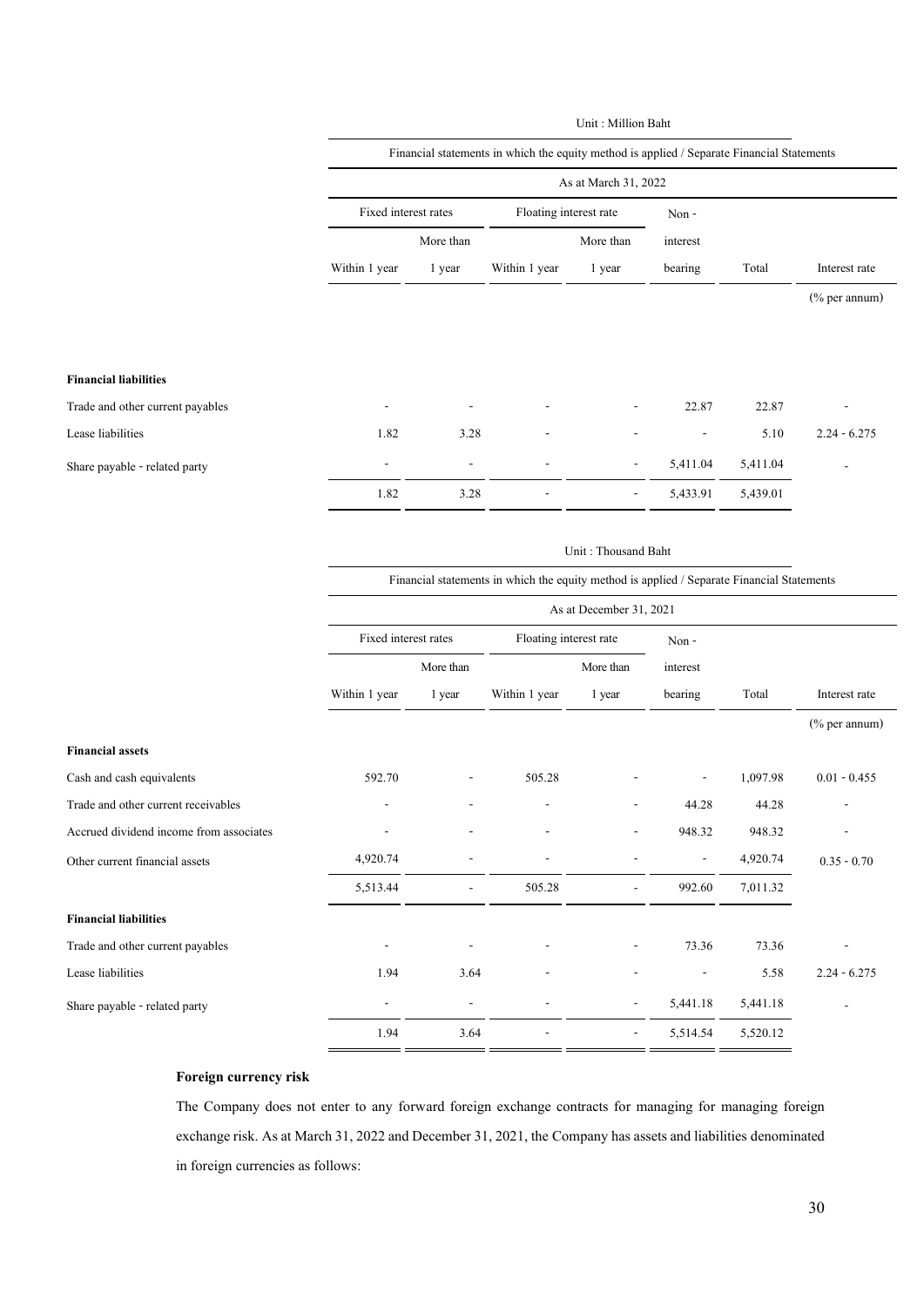Unit : Million Baht

| | Financial statements in which the equity method is applied / Separate Financial Statements | | | | | | |
|---|---|---|---|---|---|---|---|
| | As at March 31, 2022 | | | | | | |
| | Fixed interest rates | | Floating interest rate | | Non - | | |
| | | More than | | More than | interest | | |
| | Within 1 year | 1 year | Within 1 year | 1 year | bearing | Total | Interest rate |
| | | | | | | | (% per annum) |
| **Financial liabilities** | | | | | | | |
| Trade and other current payables | - | - | - | - | 22.87 | 22.87 | - |
| Lease liabilities | 1.82 | 3.28 | - | - | - | 5.10 | 2.24 - 6.275 |
| Share payable - related party | - | - | - | - | 5,411.04 | 5,411.04 | - |
| | 1.82 | 3.28 | - | - | 5,433.91 | 5,439.01 | |

Unit : Thousand Baht

| | Financial statements in which the equity method is applied / Separate Financial Statements | | | | | | |
|---|---|---|---|---|---|---|---|
| | As at December 31, 2021 | | | | | | |
| | Fixed interest rates | | Floating interest rate | | Non - | | |
| | | More than | | More than | interest | | |
| | Within 1 year | 1 year | Within 1 year | 1 year | bearing | Total | Interest rate |
| | | | | | | | (% per annum) |
| **Financial assets** | | | | | | | |
| Cash and cash equivalents | 592.70 | - | 505.28 | - | - | 1,097.98 | 0.01 - 0.455 |
| Trade and other current receivables | - | - | - | - | 44.28 | 44.28 | - |
| Accrued dividend income from associates | - | - | - | - | 948.32 | 948.32 | - |
| Other current financial assets | 4,920.74 | - | - | - | - | 4,920.74 | 0.35 - 0.70 |
| | 5,513.44 | - | 505.28 | - | 992.60 | 7,011.32 | |
| **Financial liabilities** | | | | | | | |
| Trade and other current payables | - | - | - | - | 73.36 | 73.36 | - |
| Lease liabilities | 1.94 | 3.64 | - | - | - | 5.58 | 2.24 - 6.275 |
| Share payable - related party | - | - | - | - | 5,441.18 | 5,441.18 | - |
| | 1.94 | 3.64 | - | - | 5,514.54 | 5,520.12 | |

**Foreign currency risk**

The Company does not enter to any forward foreign exchange contracts for managing for managing foreign exchange risk. As at March 31, 2022 and December 31, 2021, the Company has assets and liabilities denominated in foreign currencies as follows: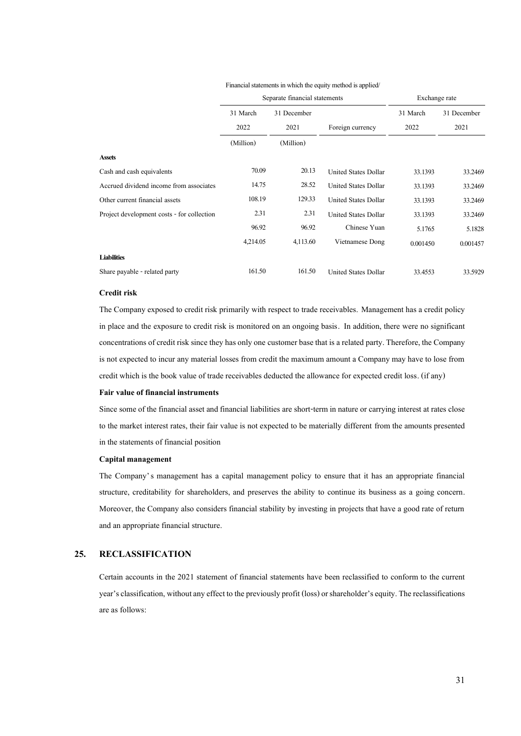| | Financial statements in which the equity method is applied/ Separate financial statements | | | Exchange rate | |
|---|---|---|---|---|---|
| | 31 March 2022 | 31 December 2021 | Foreign currency | 31 March 2022 | 31 December 2021 |
| | (Million) | (Million) | | | |
| **Assets** | | | | | |
| Cash and cash equivalents | 70.09 | 20.13 | United States Dollar | 33.1393 | 33.2469 |
| Accrued dividend income from associates | 14.75 | 28.52 | United States Dollar | 33.1393 | 33.2469 |
| Other current financial assets | 108.19 | 129.33 | United States Dollar | 33.1393 | 33.2469 |
| Project development costs - for collection | 2.31 | 2.31 | United States Dollar | 33.1393 | 33.2469 |
| | 96.92 | 96.92 | Chinese Yuan | 5.1765 | 5.1828 |
| | 4,214.05 | 4,113.60 | Vietnamese Dong | 0.001450 | 0.001457 |
| **Liabilities** | | | | | |
| Share payable - related party | 161.50 | 161.50 | United States Dollar | 33.4553 | 33.5929 |

**Credit risk**

The Company exposed to credit risk primarily with respect to trade receivables. Management has a credit policy in place and the exposure to credit risk is monitored on an ongoing basis. In addition, there were no significant concentrations of credit risk since they has only one customer base that is a related party. Therefore, the Company is not expected to incur any material losses from credit the maximum amount a Company may have to lose from credit which is the book value of trade receivables deducted the allowance for expected credit loss. (if any)

**Fair value of financial instruments**

Since some of the financial asset and financial liabilities are short-term in nature or carrying interest at rates close to the market interest rates, their fair value is not expected to be materially different from the amounts presented in the statements of financial position

**Capital management**

The Company's management has a capital management policy to ensure that it has an appropriate financial structure, creditability for shareholders, and preserves the ability to continue its business as a going concern. Moreover, the Company also considers financial stability by investing in projects that have a good rate of return and an appropriate financial structure.

## 25. RECLASSIFICATION

Certain accounts in the 2021 statement of financial statements have been reclassified to conform to the current year's classification, without any effect to the previously profit (loss) or shareholder's equity. The reclassifications are as follows: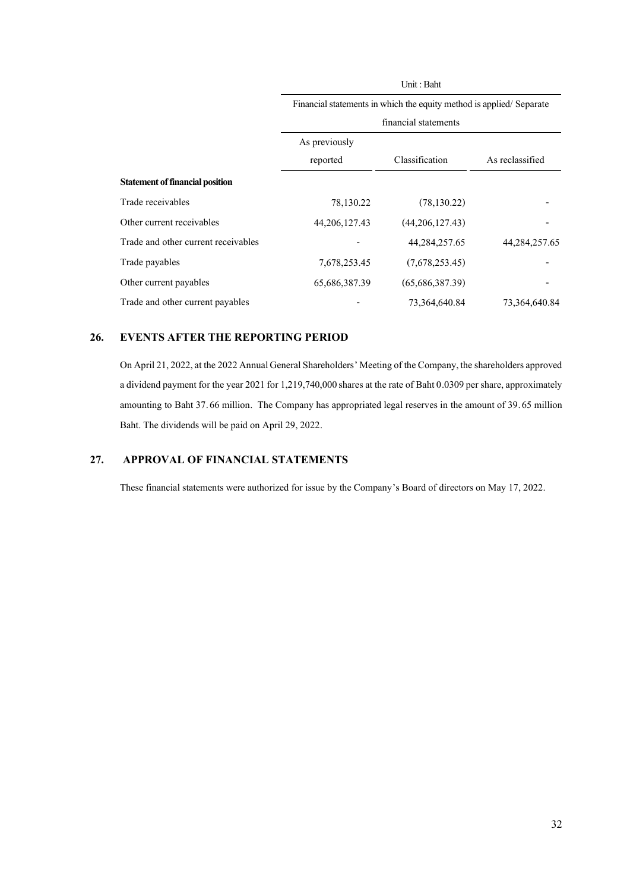| | Unit : Baht | | |
|---|---|---|---|
| | Financial statements in which the equity method is applied/ Separate financial statements | | |
| | As previously reported | Classification | As reclassified |
| **Statement of financial position** | | | |
| Trade receivables | 78,130.22 | (78,130.22) | - |
| Other current receivables | 44,206,127.43 | (44,206,127.43) | - |
| Trade and other current receivables | - | 44,284,257.65 | 44,284,257.65 |
| Trade payables | 7,678,253.45 | (7,678,253.45) | - |
| Other current payables | 65,686,387.39 | (65,686,387.39) | - |
| Trade and other current payables | - | 73,364,640.84 | 73,364,640.84 |

## 26. EVENTS AFTER THE REPORTING PERIOD

On April 21, 2022, at the 2022 Annual General Shareholders' Meeting of the Company, the shareholders approved a dividend payment for the year 2021 for 1,219,740,000 shares at the rate of Baht 0.0309 per share, approximately amounting to Baht 37.66 million. The Company has appropriated legal reserves in the amount of 39.65 million Baht. The dividends will be paid on April 29, 2022.

## 27. APPROVAL OF FINANCIAL STATEMENTS

These financial statements were authorized for issue by the Company's Board of directors on May 17, 2022.